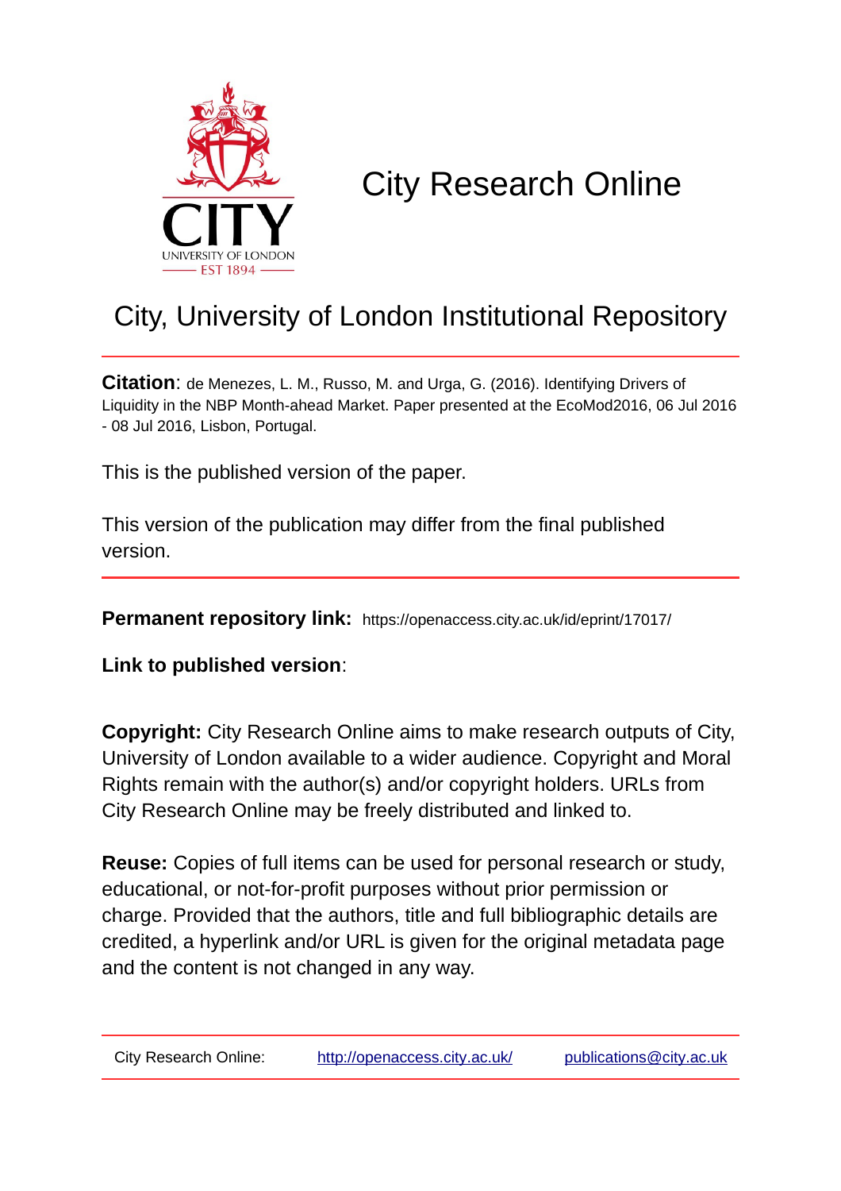# City Research Online

## City, University of London Institutional Repository

**Citation**: de Menezes, L. M., Russo, M. and Urga, G. (2016). Identifying Drivers of Liquidity in the NBP Month-ahead Market. Paper presented at the EcoMod2016, 06 Jul 2016 - 08 Jul 2016, Lisbon, Portugal.

This is the published version of the paper.

This version of the publication may differ from the final published version.

**Permanent repository link:** https://openaccess.city.ac.uk/id/eprint/17017/

**Link to published version**:

**Copyright:** City Research Online aims to make research outputs of City, University of London available to a wider audience. Copyright and Moral Rights remain with the author(s) and/or copyright holders. URLs from City Research Online may be freely distributed and linked to.

**Reuse:** Copies of full items can be used for personal research or study, educational, or not-for-profit purposes without prior permission or charge. Provided that the authors, title and full bibliographic details are credited, a hyperlink and/or URL is given for the original metadata page and the content is not changed in any way.

City Research Online: http://openaccess.city.ac.uk/ publications@city.ac.uk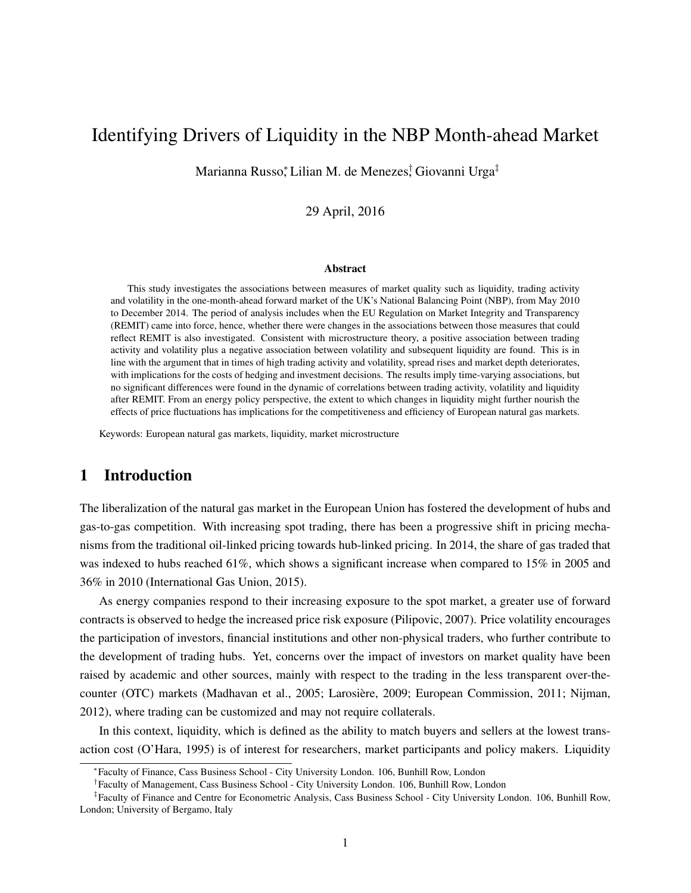# Identifying Drivers of Liquidity in the NBP Month-ahead Market

Marianna Russo[*], Lilian M. de Menezes[†], Giovanni Urga[‡]

29 April, 2016

### Abstract

This study investigates the associations between measures of market quality such as liquidity, trading activity and volatility in the one-month-ahead forward market of the UK's National Balancing Point (NBP), from May 2010 to December 2014. The period of analysis includes when the EU Regulation on Market Integrity and Transparency (REMIT) came into force, hence, whether there were changes in the associations between those measures that could reflect REMIT is also investigated. Consistent with microstructure theory, a positive association between trading activity and volatility plus a negative association between volatility and subsequent liquidity are found. This is in line with the argument that in times of high trading activity and volatility, spread rises and market depth deteriorates, with implications for the costs of hedging and investment decisions. The results imply time-varying associations, but no significant differences were found in the dynamic of correlations between trading activity, volatility and liquidity after REMIT. From an energy policy perspective, the extent to which changes in liquidity might further nourish the effects of price fluctuations has implications for the competitiveness and efficiency of European natural gas markets.

Keywords: European natural gas markets, liquidity, market microstructure

## 1 Introduction

The liberalization of the natural gas market in the European Union has fostered the development of hubs and gas-to-gas competition. With increasing spot trading, there has been a progressive shift in pricing mechanisms from the traditional oil-linked pricing towards hub-linked pricing. In 2014, the share of gas traded that was indexed to hubs reached 61%, which shows a significant increase when compared to 15% in 2005 and 36% in 2010 (International Gas Union, 2015).

As energy companies respond to their increasing exposure to the spot market, a greater use of forward contracts is observed to hedge the increased price risk exposure (Pilipovic, 2007). Price volatility encourages the participation of investors, financial institutions and other non-physical traders, who further contribute to the development of trading hubs. Yet, concerns over the impact of investors on market quality have been raised by academic and other sources, mainly with respect to the trading in the less transparent over-the-counter (OTC) markets (Madhavan et al., 2005; Larosière, 2009; European Commission, 2011; Nijman, 2012), where trading can be customized and may not require collaterals.

In this context, liquidity, which is defined as the ability to match buyers and sellers at the lowest transaction cost (O'Hara, 1995) is of interest for researchers, market participants and policy makers. Liquidity

---

[*] Faculty of Finance, Cass Business School - City University London. 106, Bunhill Row, London

[†] Faculty of Management, Cass Business School - City University London. 106, Bunhill Row, London

[‡] Faculty of Finance and Centre for Econometric Analysis, Cass Business School - City University London. 106, Bunhill Row, London; University of Bergamo, Italy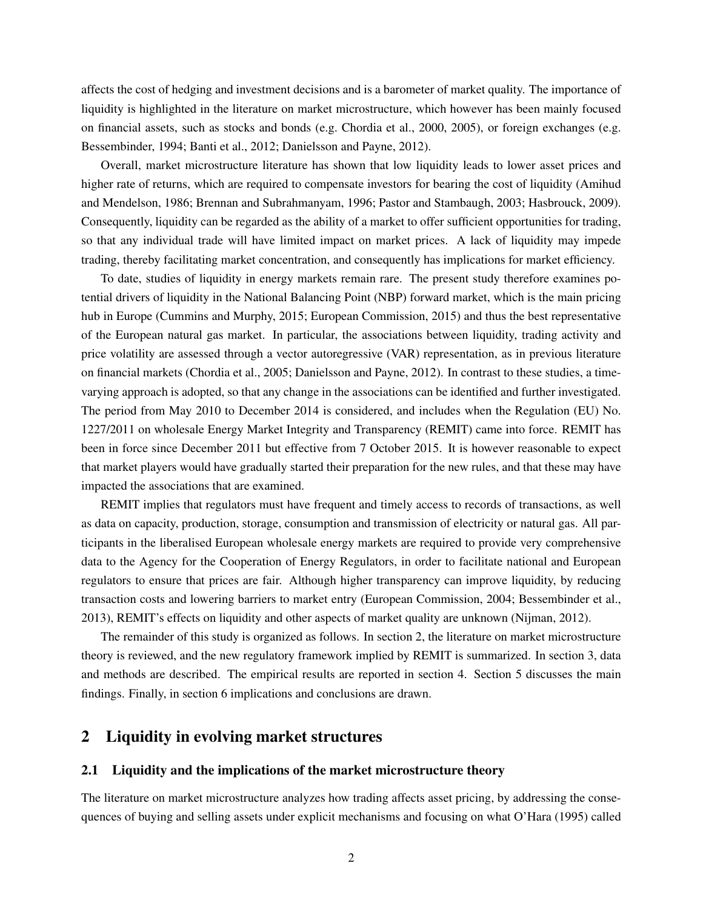affects the cost of hedging and investment decisions and is a barometer of market quality. The importance of liquidity is highlighted in the literature on market microstructure, which however has been mainly focused on financial assets, such as stocks and bonds (e.g. Chordia et al., 2000, 2005), or foreign exchanges (e.g. Bessembinder, 1994; Banti et al., 2012; Danielsson and Payne, 2012).

Overall, market microstructure literature has shown that low liquidity leads to lower asset prices and higher rate of returns, which are required to compensate investors for bearing the cost of liquidity (Amihud and Mendelson, 1986; Brennan and Subrahmanyam, 1996; Pastor and Stambaugh, 2003; Hasbrouck, 2009). Consequently, liquidity can be regarded as the ability of a market to offer sufficient opportunities for trading, so that any individual trade will have limited impact on market prices. A lack of liquidity may impede trading, thereby facilitating market concentration, and consequently has implications for market efficiency.

To date, studies of liquidity in energy markets remain rare. The present study therefore examines potential drivers of liquidity in the National Balancing Point (NBP) forward market, which is the main pricing hub in Europe (Cummins and Murphy, 2015; European Commission, 2015) and thus the best representative of the European natural gas market. In particular, the associations between liquidity, trading activity and price volatility are assessed through a vector autoregressive (VAR) representation, as in previous literature on financial markets (Chordia et al., 2005; Danielsson and Payne, 2012). In contrast to these studies, a time-varying approach is adopted, so that any change in the associations can be identified and further investigated. The period from May 2010 to December 2014 is considered, and includes when the Regulation (EU) No. 1227/2011 on wholesale Energy Market Integrity and Transparency (REMIT) came into force. REMIT has been in force since December 2011 but effective from 7 October 2015. It is however reasonable to expect that market players would have gradually started their preparation for the new rules, and that these may have impacted the associations that are examined.

REMIT implies that regulators must have frequent and timely access to records of transactions, as well as data on capacity, production, storage, consumption and transmission of electricity or natural gas. All participants in the liberalised European wholesale energy markets are required to provide very comprehensive data to the Agency for the Cooperation of Energy Regulators, in order to facilitate national and European regulators to ensure that prices are fair. Although higher transparency can improve liquidity, by reducing transaction costs and lowering barriers to market entry (European Commission, 2004; Bessembinder et al., 2013), REMIT's effects on liquidity and other aspects of market quality are unknown (Nijman, 2012).

The remainder of this study is organized as follows. In section 2, the literature on market microstructure theory is reviewed, and the new regulatory framework implied by REMIT is summarized. In section 3, data and methods are described. The empirical results are reported in section 4. Section 5 discusses the main findings. Finally, in section 6 implications and conclusions are drawn.

## 2 Liquidity in evolving market structures

### 2.1 Liquidity and the implications of the market microstructure theory

The literature on market microstructure analyzes how trading affects asset pricing, by addressing the consequences of buying and selling assets under explicit mechanisms and focusing on what O'Hara (1995) called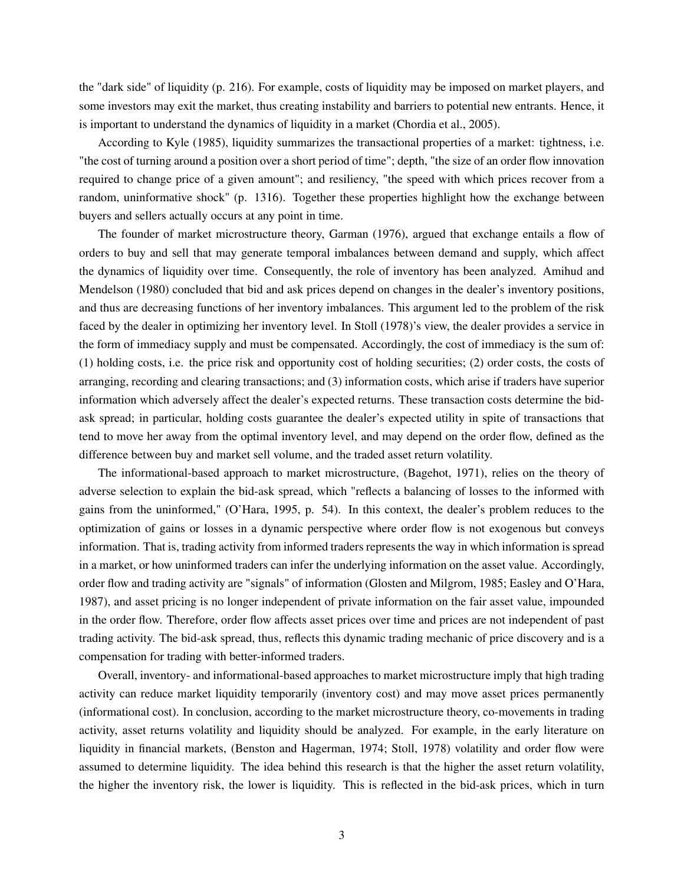the "dark side" of liquidity (p. 216). For example, costs of liquidity may be imposed on market players, and some investors may exit the market, thus creating instability and barriers to potential new entrants. Hence, it is important to understand the dynamics of liquidity in a market (Chordia et al., 2005).

According to Kyle (1985), liquidity summarizes the transactional properties of a market: tightness, i.e. "the cost of turning around a position over a short period of time"; depth, "the size of an order flow innovation required to change price of a given amount"; and resiliency, "the speed with which prices recover from a random, uninformative shock" (p. 1316). Together these properties highlight how the exchange between buyers and sellers actually occurs at any point in time.

The founder of market microstructure theory, Garman (1976), argued that exchange entails a flow of orders to buy and sell that may generate temporal imbalances between demand and supply, which affect the dynamics of liquidity over time. Consequently, the role of inventory has been analyzed. Amihud and Mendelson (1980) concluded that bid and ask prices depend on changes in the dealer's inventory positions, and thus are decreasing functions of her inventory imbalances. This argument led to the problem of the risk faced by the dealer in optimizing her inventory level. In Stoll (1978)'s view, the dealer provides a service in the form of immediacy supply and must be compensated. Accordingly, the cost of immediacy is the sum of: (1) holding costs, i.e. the price risk and opportunity cost of holding securities; (2) order costs, the costs of arranging, recording and clearing transactions; and (3) information costs, which arise if traders have superior information which adversely affect the dealer's expected returns. These transaction costs determine the bid-ask spread; in particular, holding costs guarantee the dealer's expected utility in spite of transactions that tend to move her away from the optimal inventory level, and may depend on the order flow, defined as the difference between buy and market sell volume, and the traded asset return volatility.

The informational-based approach to market microstructure, (Bagehot, 1971), relies on the theory of adverse selection to explain the bid-ask spread, which "reflects a balancing of losses to the informed with gains from the uninformed," (O'Hara, 1995, p. 54). In this context, the dealer's problem reduces to the optimization of gains or losses in a dynamic perspective where order flow is not exogenous but conveys information. That is, trading activity from informed traders represents the way in which information is spread in a market, or how uninformed traders can infer the underlying information on the asset value. Accordingly, order flow and trading activity are "signals" of information (Glosten and Milgrom, 1985; Easley and O'Hara, 1987), and asset pricing is no longer independent of private information on the fair asset value, impounded in the order flow. Therefore, order flow affects asset prices over time and prices are not independent of past trading activity. The bid-ask spread, thus, reflects this dynamic trading mechanic of price discovery and is a compensation for trading with better-informed traders.

Overall, inventory- and informational-based approaches to market microstructure imply that high trading activity can reduce market liquidity temporarily (inventory cost) and may move asset prices permanently (informational cost). In conclusion, according to the market microstructure theory, co-movements in trading activity, asset returns volatility and liquidity should be analyzed. For example, in the early literature on liquidity in financial markets, (Benston and Hagerman, 1974; Stoll, 1978) volatility and order flow were assumed to determine liquidity. The idea behind this research is that the higher the asset return volatility, the higher the inventory risk, the lower is liquidity. This is reflected in the bid-ask prices, which in turn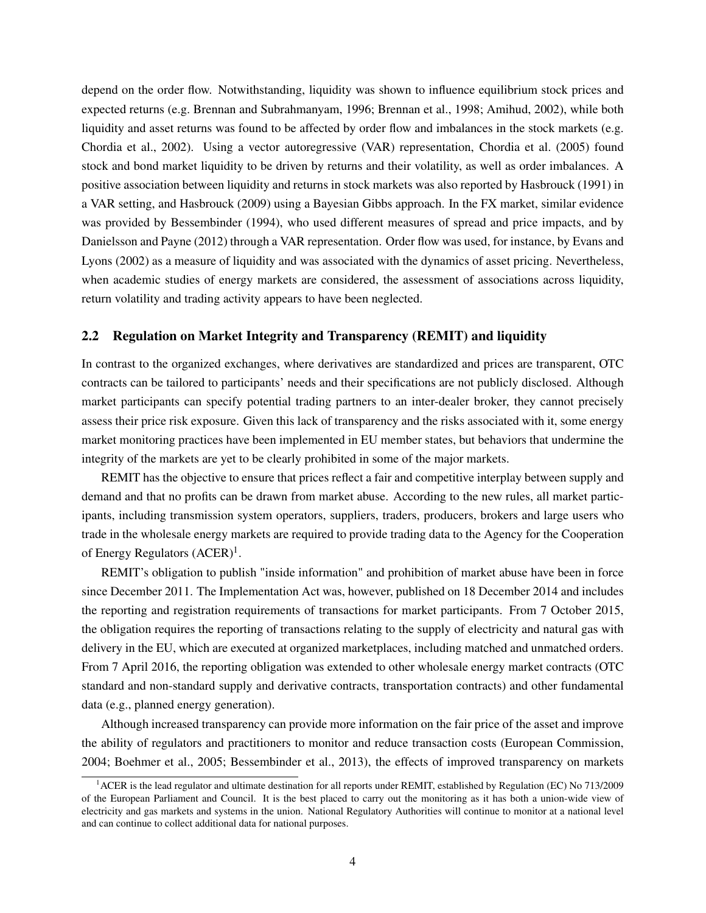depend on the order flow. Notwithstanding, liquidity was shown to influence equilibrium stock prices and expected returns (e.g. Brennan and Subrahmanyam, 1996; Brennan et al., 1998; Amihud, 2002), while both liquidity and asset returns was found to be affected by order flow and imbalances in the stock markets (e.g. Chordia et al., 2002). Using a vector autoregressive (VAR) representation, Chordia et al. (2005) found stock and bond market liquidity to be driven by returns and their volatility, as well as order imbalances. A positive association between liquidity and returns in stock markets was also reported by Hasbrouck (1991) in a VAR setting, and Hasbrouck (2009) using a Bayesian Gibbs approach. In the FX market, similar evidence was provided by Bessembinder (1994), who used different measures of spread and price impacts, and by Danielsson and Payne (2012) through a VAR representation. Order flow was used, for instance, by Evans and Lyons (2002) as a measure of liquidity and was associated with the dynamics of asset pricing. Nevertheless, when academic studies of energy markets are considered, the assessment of associations across liquidity, return volatility and trading activity appears to have been neglected.

## 2.2 Regulation on Market Integrity and Transparency (REMIT) and liquidity

In contrast to the organized exchanges, where derivatives are standardized and prices are transparent, OTC contracts can be tailored to participants' needs and their specifications are not publicly disclosed. Although market participants can specify potential trading partners to an inter-dealer broker, they cannot precisely assess their price risk exposure. Given this lack of transparency and the risks associated with it, some energy market monitoring practices have been implemented in EU member states, but behaviors that undermine the integrity of the markets are yet to be clearly prohibited in some of the major markets.

REMIT has the objective to ensure that prices reflect a fair and competitive interplay between supply and demand and that no profits can be drawn from market abuse. According to the new rules, all market participants, including transmission system operators, suppliers, traders, producers, brokers and large users who trade in the wholesale energy markets are required to provide trading data to the Agency for the Cooperation of Energy Regulators (ACER)[1].

REMIT's obligation to publish "inside information" and prohibition of market abuse have been in force since December 2011. The Implementation Act was, however, published on 18 December 2014 and includes the reporting and registration requirements of transactions for market participants. From 7 October 2015, the obligation requires the reporting of transactions relating to the supply of electricity and natural gas with delivery in the EU, which are executed at organized marketplaces, including matched and unmatched orders. From 7 April 2016, the reporting obligation was extended to other wholesale energy market contracts (OTC standard and non-standard supply and derivative contracts, transportation contracts) and other fundamental data (e.g., planned energy generation).

Although increased transparency can provide more information on the fair price of the asset and improve the ability of regulators and practitioners to monitor and reduce transaction costs (European Commission, 2004; Boehmer et al., 2005; Bessembinder et al., 2013), the effects of improved transparency on markets

[1] ACER is the lead regulator and ultimate destination for all reports under REMIT, established by Regulation (EC) No 713/2009 of the European Parliament and Council. It is the best placed to carry out the monitoring as it has both a union-wide view of electricity and gas markets and systems in the union. National Regulatory Authorities will continue to monitor at a national level and can continue to collect additional data for national purposes.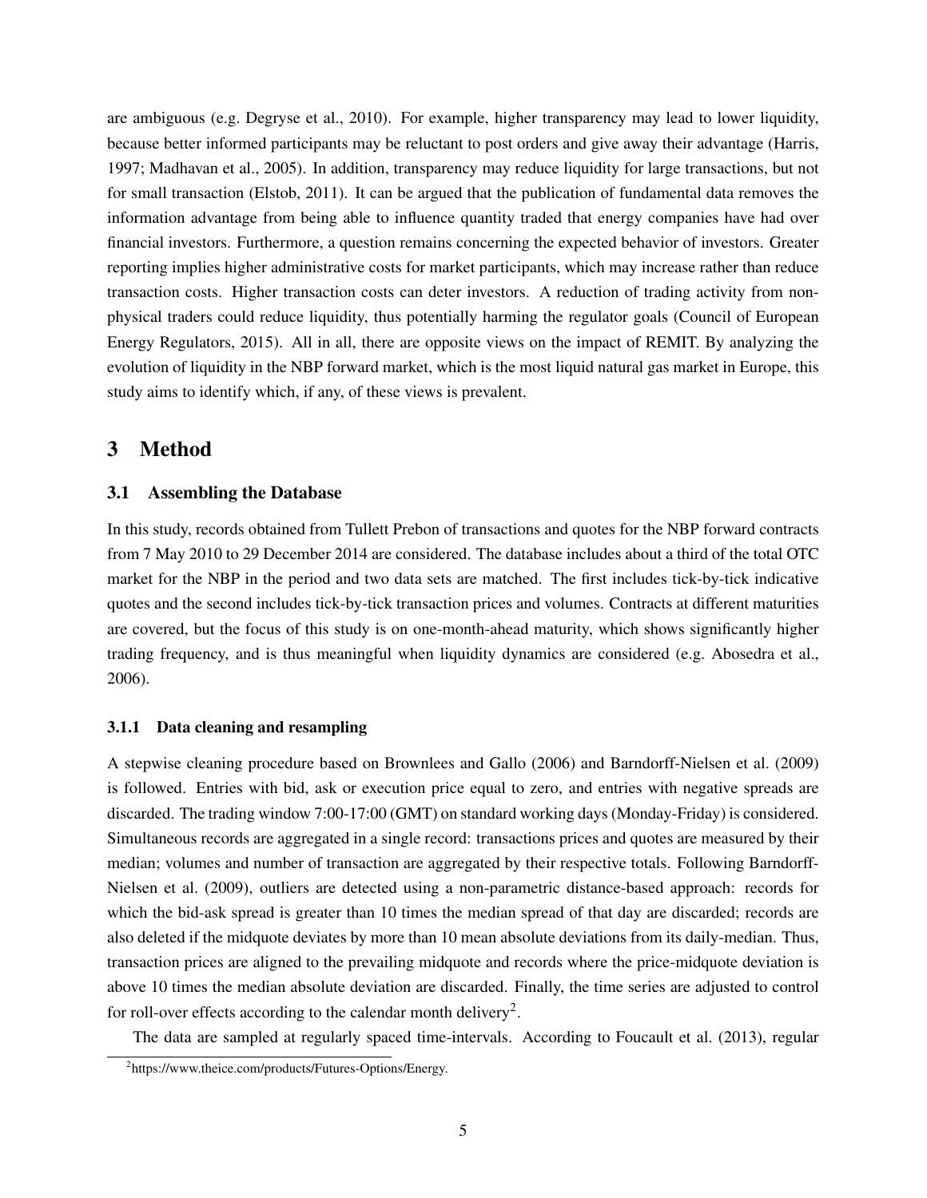are ambiguous (e.g. Degryse et al., 2010). For example, higher transparency may lead to lower liquidity, because better informed participants may be reluctant to post orders and give away their advantage (Harris, 1997; Madhavan et al., 2005). In addition, transparency may reduce liquidity for large transactions, but not for small transaction (Elstob, 2011). It can be argued that the publication of fundamental data removes the information advantage from being able to influence quantity traded that energy companies have had over financial investors. Furthermore, a question remains concerning the expected behavior of investors. Greater reporting implies higher administrative costs for market participants, which may increase rather than reduce transaction costs. Higher transaction costs can deter investors. A reduction of trading activity from non-physical traders could reduce liquidity, thus potentially harming the regulator goals (Council of European Energy Regulators, 2015). All in all, there are opposite views on the impact of REMIT. By analyzing the evolution of liquidity in the NBP forward market, which is the most liquid natural gas market in Europe, this study aims to identify which, if any, of these views is prevalent.

# 3 Method

## 3.1 Assembling the Database

In this study, records obtained from Tullett Prebon of transactions and quotes for the NBP forward contracts from 7 May 2010 to 29 December 2014 are considered. The database includes about a third of the total OTC market for the NBP in the period and two data sets are matched. The first includes tick-by-tick indicative quotes and the second includes tick-by-tick transaction prices and volumes. Contracts at different maturities are covered, but the focus of this study is on one-month-ahead maturity, which shows significantly higher trading frequency, and is thus meaningful when liquidity dynamics are considered (e.g. Abosedra et al., 2006).

### 3.1.1 Data cleaning and resampling

A stepwise cleaning procedure based on Brownlees and Gallo (2006) and Barndorff-Nielsen et al. (2009) is followed. Entries with bid, ask or execution price equal to zero, and entries with negative spreads are discarded. The trading window 7:00-17:00 (GMT) on standard working days (Monday-Friday) is considered. Simultaneous records are aggregated in a single record: transactions prices and quotes are measured by their median; volumes and number of transaction are aggregated by their respective totals. Following Barndorff-Nielsen et al. (2009), outliers are detected using a non-parametric distance-based approach: records for which the bid-ask spread is greater than 10 times the median spread of that day are discarded; records are also deleted if the midquote deviates by more than 10 mean absolute deviations from its daily-median. Thus, transaction prices are aligned to the prevailing midquote and records where the price-midquote deviation is above 10 times the median absolute deviation are discarded. Finally, the time series are adjusted to control for roll-over effects according to the calendar month delivery[2].

The data are sampled at regularly spaced time-intervals. According to Foucault et al. (2013), regular

[2] https://www.theice.com/products/Futures-Options/Energy.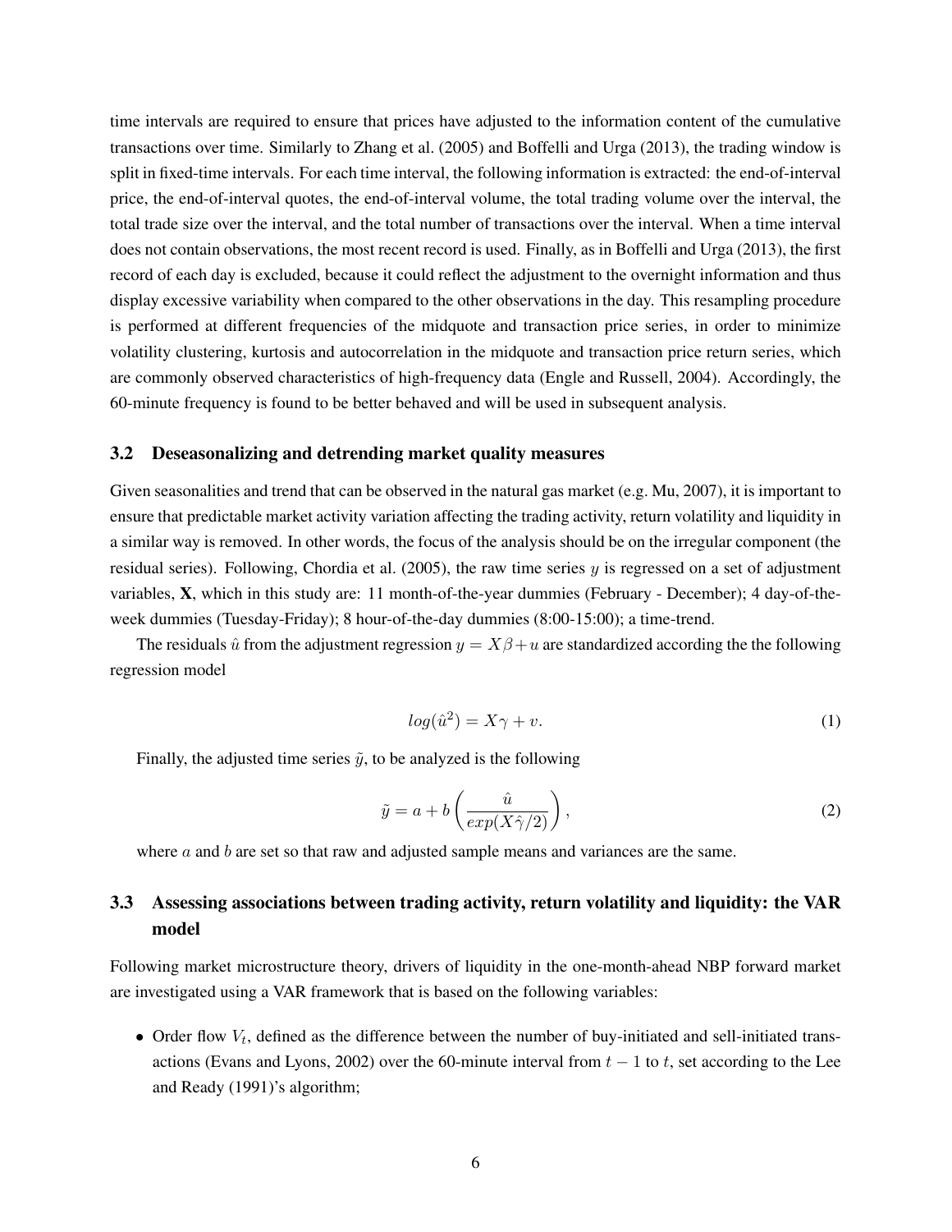time intervals are required to ensure that prices have adjusted to the information content of the cumulative transactions over time. Similarly to Zhang et al. (2005) and Boffelli and Urga (2013), the trading window is split in fixed-time intervals. For each time interval, the following information is extracted: the end-of-interval price, the end-of-interval quotes, the end-of-interval volume, the total trading volume over the interval, the total trade size over the interval, and the total number of transactions over the interval. When a time interval does not contain observations, the most recent record is used. Finally, as in Boffelli and Urga (2013), the first record of each day is excluded, because it could reflect the adjustment to the overnight information and thus display excessive variability when compared to the other observations in the day. This resampling procedure is performed at different frequencies of the midquote and transaction price series, in order to minimize volatility clustering, kurtosis and autocorrelation in the midquote and transaction price return series, which are commonly observed characteristics of high-frequency data (Engle and Russell, 2004). Accordingly, the 60-minute frequency is found to be better behaved and will be used in subsequent analysis.

### 3.2 Deseasonalizing and detrending market quality measures

Given seasonalities and trend that can be observed in the natural gas market (e.g. Mu, 2007), it is important to ensure that predictable market activity variation affecting the trading activity, return volatility and liquidity in a similar way is removed. In other words, the focus of the analysis should be on the irregular component (the residual series). Following, Chordia et al. (2005), the raw time series $y$ is regressed on a set of adjustment variables, $\mathbf{X}$, which in this study are: 11 month-of-the-year dummies (February - December); 4 day-of-the-week dummies (Tuesday-Friday); 8 hour-of-the-day dummies (8:00-15:00); a time-trend.

The residuals $\hat{u}$ from the adjustment regression $y = X\beta + u$ are standardized according the the following regression model

$$log(\hat{u}^2) = X\gamma + v. \tag{1}$$

Finally, the adjusted time series $\tilde{y}$, to be analyzed is the following

$$\tilde{y} = a + b\left(\frac{\hat{u}}{exp(X\hat{\gamma}/2)}\right), \tag{2}$$

where $a$ and $b$ are set so that raw and adjusted sample means and variances are the same.

### 3.3 Assessing associations between trading activity, return volatility and liquidity: the VAR model

Following market microstructure theory, drivers of liquidity in the one-month-ahead NBP forward market are investigated using a VAR framework that is based on the following variables:

- Order flow $V_t$, defined as the difference between the number of buy-initiated and sell-initiated transactions (Evans and Lyons, 2002) over the 60-minute interval from $t-1$ to $t$, set according to the Lee and Ready (1991)'s algorithm;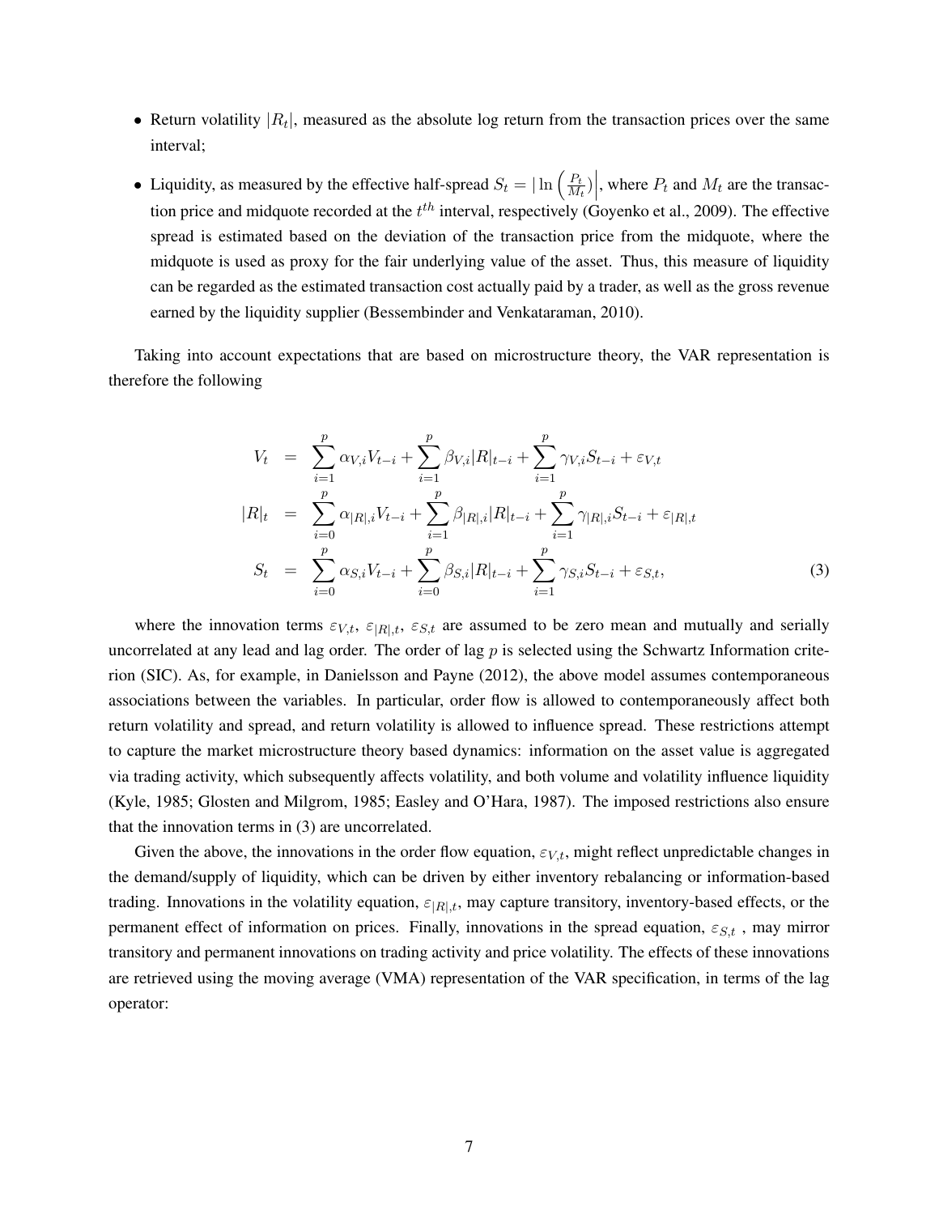- Return volatility $|R_t|$, measured as the absolute log return from the transaction prices over the same interval;
- Liquidity, as measured by the effective half-spread $S_t = |\ln\left(\frac{P_t}{M_t}\right)|$, where $P_t$ and $M_t$ are the transaction price and midquote recorded at the $t^{th}$ interval, respectively (Goyenko et al., 2009). The effective spread is estimated based on the deviation of the transaction price from the midquote, where the midquote is used as proxy for the fair underlying value of the asset. Thus, this measure of liquidity can be regarded as the estimated transaction cost actually paid by a trader, as well as the gross revenue earned by the liquidity supplier (Bessembinder and Venkataraman, 2010).

Taking into account expectations that are based on microstructure theory, the VAR representation is therefore the following

$$
\begin{aligned}
V_t &= \sum_{i=1}^{p} \alpha_{V,i} V_{t-i} + \sum_{i=1}^{p} \beta_{V,i} |R|_{t-i} + \sum_{i=1}^{p} \gamma_{V,i} S_{t-i} + \varepsilon_{V,t} \\
|R|_t &= \sum_{i=0}^{p} \alpha_{|R|,i} V_{t-i} + \sum_{i=1}^{p} \beta_{|R|,i} |R|_{t-i} + \sum_{i=1}^{p} \gamma_{|R|,i} S_{t-i} + \varepsilon_{|R|,t} \\
S_t &= \sum_{i=0}^{p} \alpha_{S,i} V_{t-i} + \sum_{i=0}^{p} \beta_{S,i} |R|_{t-i} + \sum_{i=1}^{p} \gamma_{S,i} S_{t-i} + \varepsilon_{S,t},
\end{aligned} \tag{3}
$$

where the innovation terms $\varepsilon_{V,t}$, $\varepsilon_{|R|,t}$, $\varepsilon_{S,t}$ are assumed to be zero mean and mutually and serially uncorrelated at any lead and lag order. The order of lag $p$ is selected using the Schwartz Information criterion (SIC). As, for example, in Danielsson and Payne (2012), the above model assumes contemporaneous associations between the variables. In particular, order flow is allowed to contemporaneously affect both return volatility and spread, and return volatility is allowed to influence spread. These restrictions attempt to capture the market microstructure theory based dynamics: information on the asset value is aggregated via trading activity, which subsequently affects volatility, and both volume and volatility influence liquidity (Kyle, 1985; Glosten and Milgrom, 1985; Easley and O'Hara, 1987). The imposed restrictions also ensure that the innovation terms in (3) are uncorrelated.

Given the above, the innovations in the order flow equation, $\varepsilon_{V,t}$, might reflect unpredictable changes in the demand/supply of liquidity, which can be driven by either inventory rebalancing or information-based trading. Innovations in the volatility equation, $\varepsilon_{|R|,t}$, may capture transitory, inventory-based effects, or the permanent effect of information on prices. Finally, innovations in the spread equation, $\varepsilon_{S,t}$ , may mirror transitory and permanent innovations on trading activity and price volatility. The effects of these innovations are retrieved using the moving average (VMA) representation of the VAR specification, in terms of the lag operator: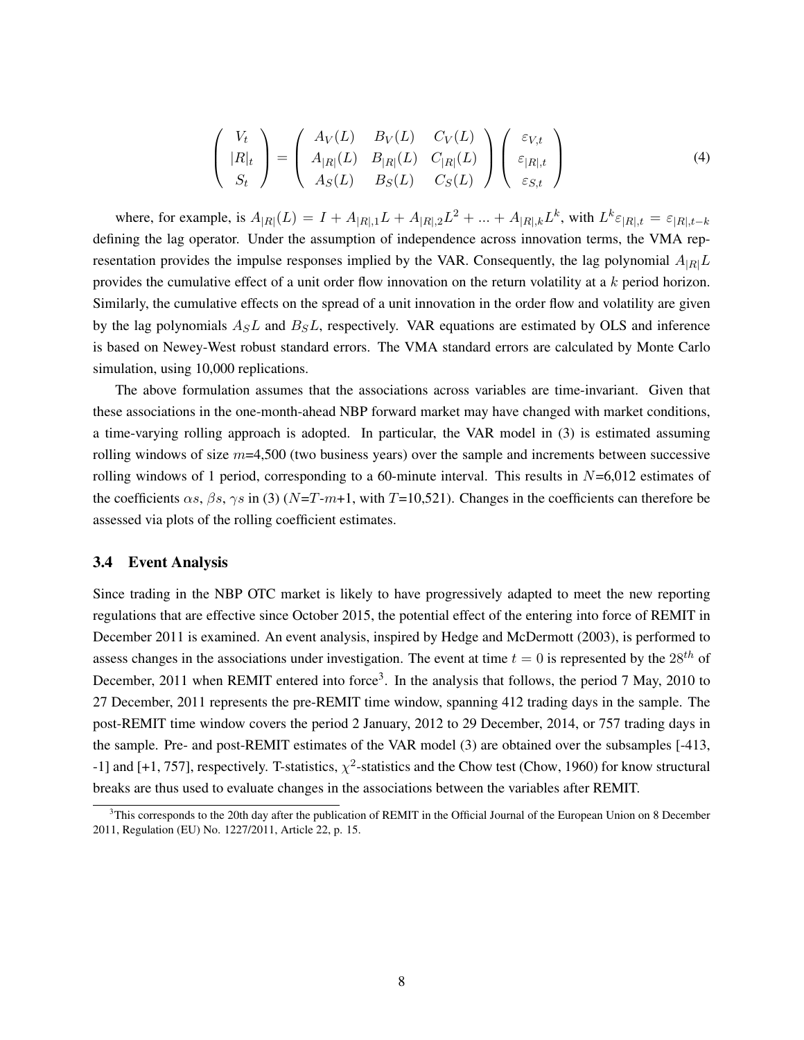$$
\begin{pmatrix} V_t \\ |R|_t \\ S_t \end{pmatrix} = \begin{pmatrix} A_V(L) & B_V(L) & C_V(L) \\ A_{|R|}(L) & B_{|R|}(L) & C_{|R|}(L) \\ A_S(L) & B_S(L) & C_S(L) \end{pmatrix} \begin{pmatrix} \varepsilon_{V,t} \\ \varepsilon_{|R|,t} \\ \varepsilon_{S,t} \end{pmatrix} \tag{4}
$$

where, for example, is $A_{|R|}(L) = I + A_{|R|,1}L + A_{|R|,2}L^2 + ... + A_{|R|,k}L^k$, with $L^k \varepsilon_{|R|,t} = \varepsilon_{|R|,t-k}$ defining the lag operator. Under the assumption of independence across innovation terms, the VMA representation provides the impulse responses implied by the VAR. Consequently, the lag polynomial $A_{|R|}L$ provides the cumulative effect of a unit order flow innovation on the return volatility at a $k$ period horizon. Similarly, the cumulative effects on the spread of a unit innovation in the order flow and volatility are given by the lag polynomials $A_S L$ and $B_S L$, respectively. VAR equations are estimated by OLS and inference is based on Newey-West robust standard errors. The VMA standard errors are calculated by Monte Carlo simulation, using 10,000 replications.

The above formulation assumes that the associations across variables are time-invariant. Given that these associations in the one-month-ahead NBP forward market may have changed with market conditions, a time-varying rolling approach is adopted. In particular, the VAR model in (3) is estimated assuming rolling windows of size $m$=4,500 (two business years) over the sample and increments between successive rolling windows of 1 period, corresponding to a 60-minute interval. This results in $N$=6,012 estimates of the coefficients $\alpha s$, $\beta s$, $\gamma s$ in (3) ($N$=$T$-$m$+1, with $T$=10,521). Changes in the coefficients can therefore be assessed via plots of the rolling coefficient estimates.

### 3.4 Event Analysis

Since trading in the NBP OTC market is likely to have progressively adapted to meet the new reporting regulations that are effective since October 2015, the potential effect of the entering into force of REMIT in December 2011 is examined. An event analysis, inspired by Hedge and McDermott (2003), is performed to assess changes in the associations under investigation. The event at time $t = 0$ is represented by the $28^{th}$ of December, 2011 when REMIT entered into force[3]. In the analysis that follows, the period 7 May, 2010 to 27 December, 2011 represents the pre-REMIT time window, spanning 412 trading days in the sample. The post-REMIT time window covers the period 2 January, 2012 to 29 December, 2014, or 757 trading days in the sample. Pre- and post-REMIT estimates of the VAR model (3) are obtained over the subsamples [-413, -1] and [+1, 757], respectively. T-statistics, $\chi^2$-statistics and the Chow test (Chow, 1960) for know structural breaks are thus used to evaluate changes in the associations between the variables after REMIT.

[3]This corresponds to the 20th day after the publication of REMIT in the Official Journal of the European Union on 8 December 2011, Regulation (EU) No. 1227/2011, Article 22, p. 15.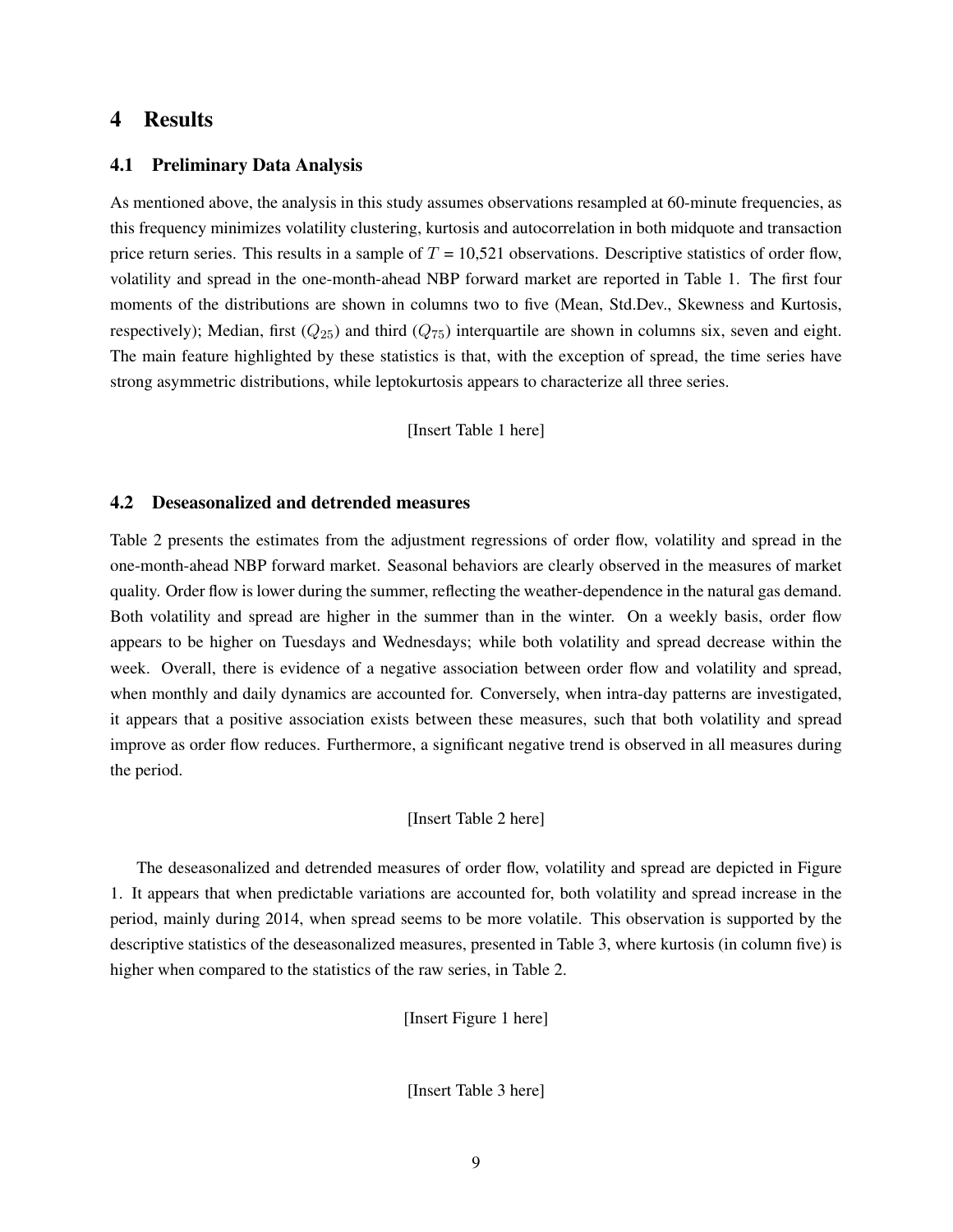# 4 Results

## 4.1 Preliminary Data Analysis

As mentioned above, the analysis in this study assumes observations resampled at 60-minute frequencies, as this frequency minimizes volatility clustering, kurtosis and autocorrelation in both midquote and transaction price return series. This results in a sample of $T$ = 10,521 observations. Descriptive statistics of order flow, volatility and spread in the one-month-ahead NBP forward market are reported in Table 1. The first four moments of the distributions are shown in columns two to five (Mean, Std.Dev., Skewness and Kurtosis, respectively); Median, first ($Q_{25}$) and third ($Q_{75}$) interquartile are shown in columns six, seven and eight. The main feature highlighted by these statistics is that, with the exception of spread, the time series have strong asymmetric distributions, while leptokurtosis appears to characterize all three series.

[Insert Table 1 here]

## 4.2 Deseasonalized and detrended measures

Table 2 presents the estimates from the adjustment regressions of order flow, volatility and spread in the one-month-ahead NBP forward market. Seasonal behaviors are clearly observed in the measures of market quality. Order flow is lower during the summer, reflecting the weather-dependence in the natural gas demand. Both volatility and spread are higher in the summer than in the winter. On a weekly basis, order flow appears to be higher on Tuesdays and Wednesdays; while both volatility and spread decrease within the week. Overall, there is evidence of a negative association between order flow and volatility and spread, when monthly and daily dynamics are accounted for. Conversely, when intra-day patterns are investigated, it appears that a positive association exists between these measures, such that both volatility and spread improve as order flow reduces. Furthermore, a significant negative trend is observed in all measures during the period.

[Insert Table 2 here]

The deseasonalized and detrended measures of order flow, volatility and spread are depicted in Figure 1. It appears that when predictable variations are accounted for, both volatility and spread increase in the period, mainly during 2014, when spread seems to be more volatile. This observation is supported by the descriptive statistics of the deseasonalized measures, presented in Table 3, where kurtosis (in column five) is higher when compared to the statistics of the raw series, in Table 2.

[Insert Figure 1 here]

[Insert Table 3 here]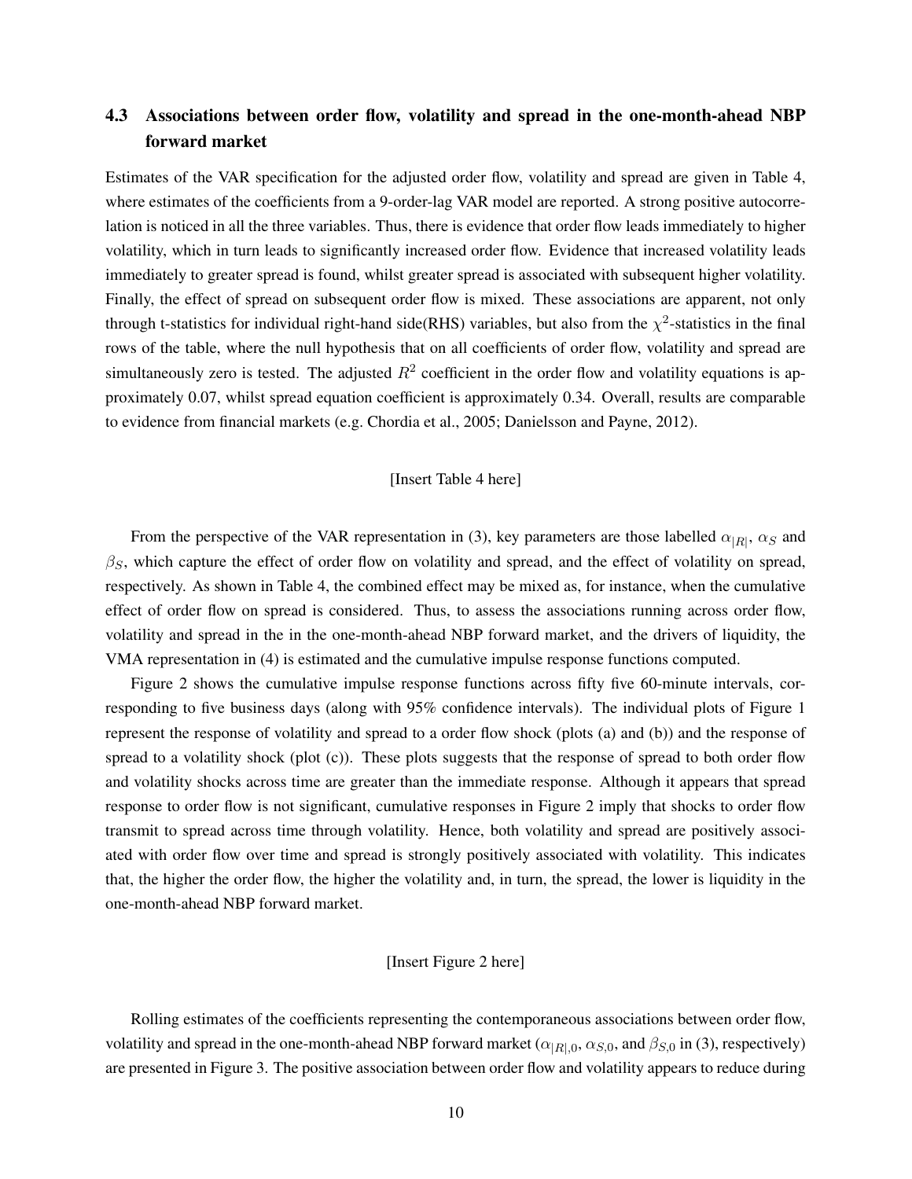### 4.3 Associations between order flow, volatility and spread in the one-month-ahead NBP forward market

Estimates of the VAR specification for the adjusted order flow, volatility and spread are given in Table 4, where estimates of the coefficients from a 9-order-lag VAR model are reported. A strong positive autocorrelation is noticed in all the three variables. Thus, there is evidence that order flow leads immediately to higher volatility, which in turn leads to significantly increased order flow. Evidence that increased volatility leads immediately to greater spread is found, whilst greater spread is associated with subsequent higher volatility. Finally, the effect of spread on subsequent order flow is mixed. These associations are apparent, not only through t-statistics for individual right-hand side(RHS) variables, but also from the $\chi^2$-statistics in the final rows of the table, where the null hypothesis that on all coefficients of order flow, volatility and spread are simultaneously zero is tested. The adjusted $R^2$ coefficient in the order flow and volatility equations is approximately 0.07, whilst spread equation coefficient is approximately 0.34. Overall, results are comparable to evidence from financial markets (e.g. Chordia et al., 2005; Danielsson and Payne, 2012).

[Insert Table 4 here]

From the perspective of the VAR representation in (3), key parameters are those labelled $\alpha_{|R|}$, $\alpha_S$ and $\beta_S$, which capture the effect of order flow on volatility and spread, and the effect of volatility on spread, respectively. As shown in Table 4, the combined effect may be mixed as, for instance, when the cumulative effect of order flow on spread is considered. Thus, to assess the associations running across order flow, volatility and spread in the in the one-month-ahead NBP forward market, and the drivers of liquidity, the VMA representation in (4) is estimated and the cumulative impulse response functions computed.

Figure 2 shows the cumulative impulse response functions across fifty five 60-minute intervals, corresponding to five business days (along with 95% confidence intervals). The individual plots of Figure 1 represent the response of volatility and spread to a order flow shock (plots (a) and (b)) and the response of spread to a volatility shock (plot (c)). These plots suggests that the response of spread to both order flow and volatility shocks across time are greater than the immediate response. Although it appears that spread response to order flow is not significant, cumulative responses in Figure 2 imply that shocks to order flow transmit to spread across time through volatility. Hence, both volatility and spread are positively associated with order flow over time and spread is strongly positively associated with volatility. This indicates that, the higher the order flow, the higher the volatility and, in turn, the spread, the lower is liquidity in the one-month-ahead NBP forward market.

[Insert Figure 2 here]

Rolling estimates of the coefficients representing the contemporaneous associations between order flow, volatility and spread in the one-month-ahead NBP forward market ($\alpha_{|R|,0}$, $\alpha_{S,0}$, and $\beta_{S,0}$ in (3), respectively) are presented in Figure 3. The positive association between order flow and volatility appears to reduce during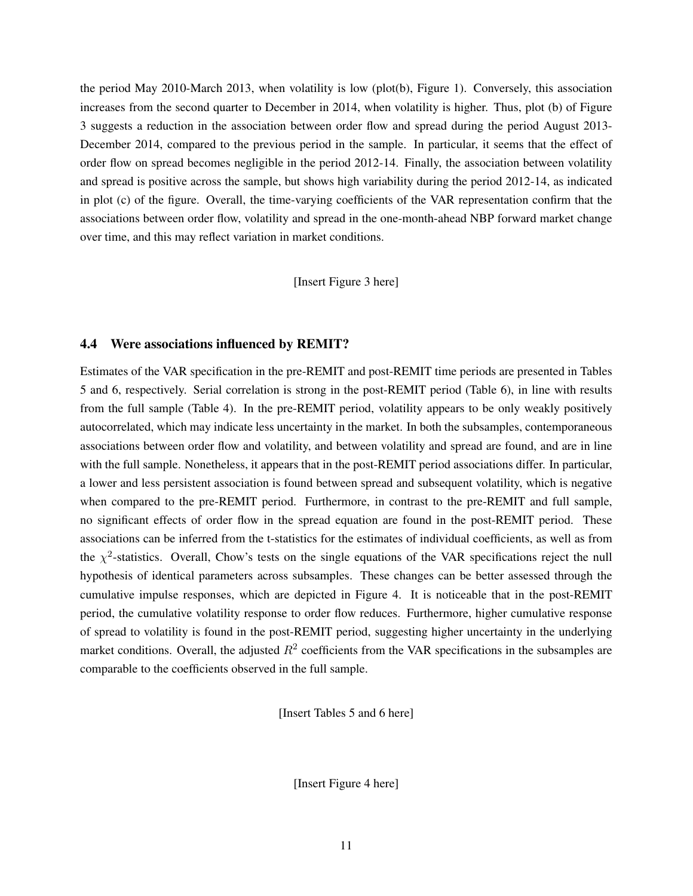the period May 2010-March 2013, when volatility is low (plot(b), Figure 1). Conversely, this association increases from the second quarter to December in 2014, when volatility is higher. Thus, plot (b) of Figure 3 suggests a reduction in the association between order flow and spread during the period August 2013-December 2014, compared to the previous period in the sample. In particular, it seems that the effect of order flow on spread becomes negligible in the period 2012-14. Finally, the association between volatility and spread is positive across the sample, but shows high variability during the period 2012-14, as indicated in plot (c) of the figure. Overall, the time-varying coefficients of the VAR representation confirm that the associations between order flow, volatility and spread in the one-month-ahead NBP forward market change over time, and this may reflect variation in market conditions.

[Insert Figure 3 here]

### 4.4 Were associations influenced by REMIT?

Estimates of the VAR specification in the pre-REMIT and post-REMIT time periods are presented in Tables 5 and 6, respectively. Serial correlation is strong in the post-REMIT period (Table 6), in line with results from the full sample (Table 4). In the pre-REMIT period, volatility appears to be only weakly positively autocorrelated, which may indicate less uncertainty in the market. In both the subsamples, contemporaneous associations between order flow and volatility, and between volatility and spread are found, and are in line with the full sample. Nonetheless, it appears that in the post-REMIT period associations differ. In particular, a lower and less persistent association is found between spread and subsequent volatility, which is negative when compared to the pre-REMIT period. Furthermore, in contrast to the pre-REMIT and full sample, no significant effects of order flow in the spread equation are found in the post-REMIT period. These associations can be inferred from the t-statistics for the estimates of individual coefficients, as well as from the $\chi^2$-statistics. Overall, Chow's tests on the single equations of the VAR specifications reject the null hypothesis of identical parameters across subsamples. These changes can be better assessed through the cumulative impulse responses, which are depicted in Figure 4. It is noticeable that in the post-REMIT period, the cumulative volatility response to order flow reduces. Furthermore, higher cumulative response of spread to volatility is found in the post-REMIT period, suggesting higher uncertainty in the underlying market conditions. Overall, the adjusted $R^2$ coefficients from the VAR specifications in the subsamples are comparable to the coefficients observed in the full sample.

[Insert Tables 5 and 6 here]

[Insert Figure 4 here]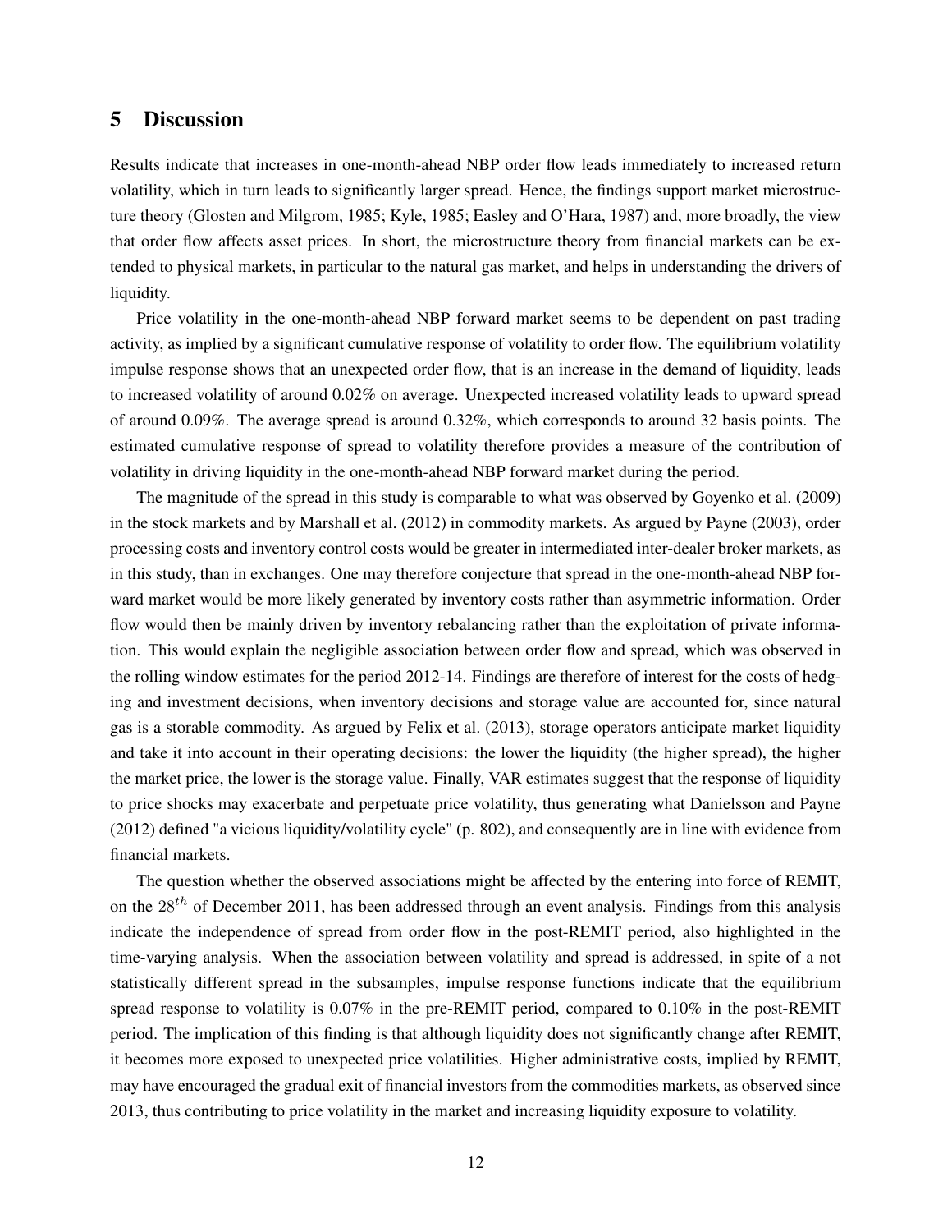# 5 Discussion

Results indicate that increases in one-month-ahead NBP order flow leads immediately to increased return volatility, which in turn leads to significantly larger spread. Hence, the findings support market microstructure theory (Glosten and Milgrom, 1985; Kyle, 1985; Easley and O'Hara, 1987) and, more broadly, the view that order flow affects asset prices. In short, the microstructure theory from financial markets can be extended to physical markets, in particular to the natural gas market, and helps in understanding the drivers of liquidity.

Price volatility in the one-month-ahead NBP forward market seems to be dependent on past trading activity, as implied by a significant cumulative response of volatility to order flow. The equilibrium volatility impulse response shows that an unexpected order flow, that is an increase in the demand of liquidity, leads to increased volatility of around 0.02% on average. Unexpected increased volatility leads to upward spread of around 0.09%. The average spread is around 0.32%, which corresponds to around 32 basis points. The estimated cumulative response of spread to volatility therefore provides a measure of the contribution of volatility in driving liquidity in the one-month-ahead NBP forward market during the period.

The magnitude of the spread in this study is comparable to what was observed by Goyenko et al. (2009) in the stock markets and by Marshall et al. (2012) in commodity markets. As argued by Payne (2003), order processing costs and inventory control costs would be greater in intermediated inter-dealer broker markets, as in this study, than in exchanges. One may therefore conjecture that spread in the one-month-ahead NBP forward market would be more likely generated by inventory costs rather than asymmetric information. Order flow would then be mainly driven by inventory rebalancing rather than the exploitation of private information. This would explain the negligible association between order flow and spread, which was observed in the rolling window estimates for the period 2012-14. Findings are therefore of interest for the costs of hedging and investment decisions, when inventory decisions and storage value are accounted for, since natural gas is a storable commodity. As argued by Felix et al. (2013), storage operators anticipate market liquidity and take it into account in their operating decisions: the lower the liquidity (the higher spread), the higher the market price, the lower is the storage value. Finally, VAR estimates suggest that the response of liquidity to price shocks may exacerbate and perpetuate price volatility, thus generating what Danielsson and Payne (2012) defined "a vicious liquidity/volatility cycle" (p. 802), and consequently are in line with evidence from financial markets.

The question whether the observed associations might be affected by the entering into force of REMIT, on the $28^{th}$ of December 2011, has been addressed through an event analysis. Findings from this analysis indicate the independence of spread from order flow in the post-REMIT period, also highlighted in the time-varying analysis. When the association between volatility and spread is addressed, in spite of a not statistically different spread in the subsamples, impulse response functions indicate that the equilibrium spread response to volatility is 0.07% in the pre-REMIT period, compared to 0.10% in the post-REMIT period. The implication of this finding is that although liquidity does not significantly change after REMIT, it becomes more exposed to unexpected price volatilities. Higher administrative costs, implied by REMIT, may have encouraged the gradual exit of financial investors from the commodities markets, as observed since 2013, thus contributing to price volatility in the market and increasing liquidity exposure to volatility.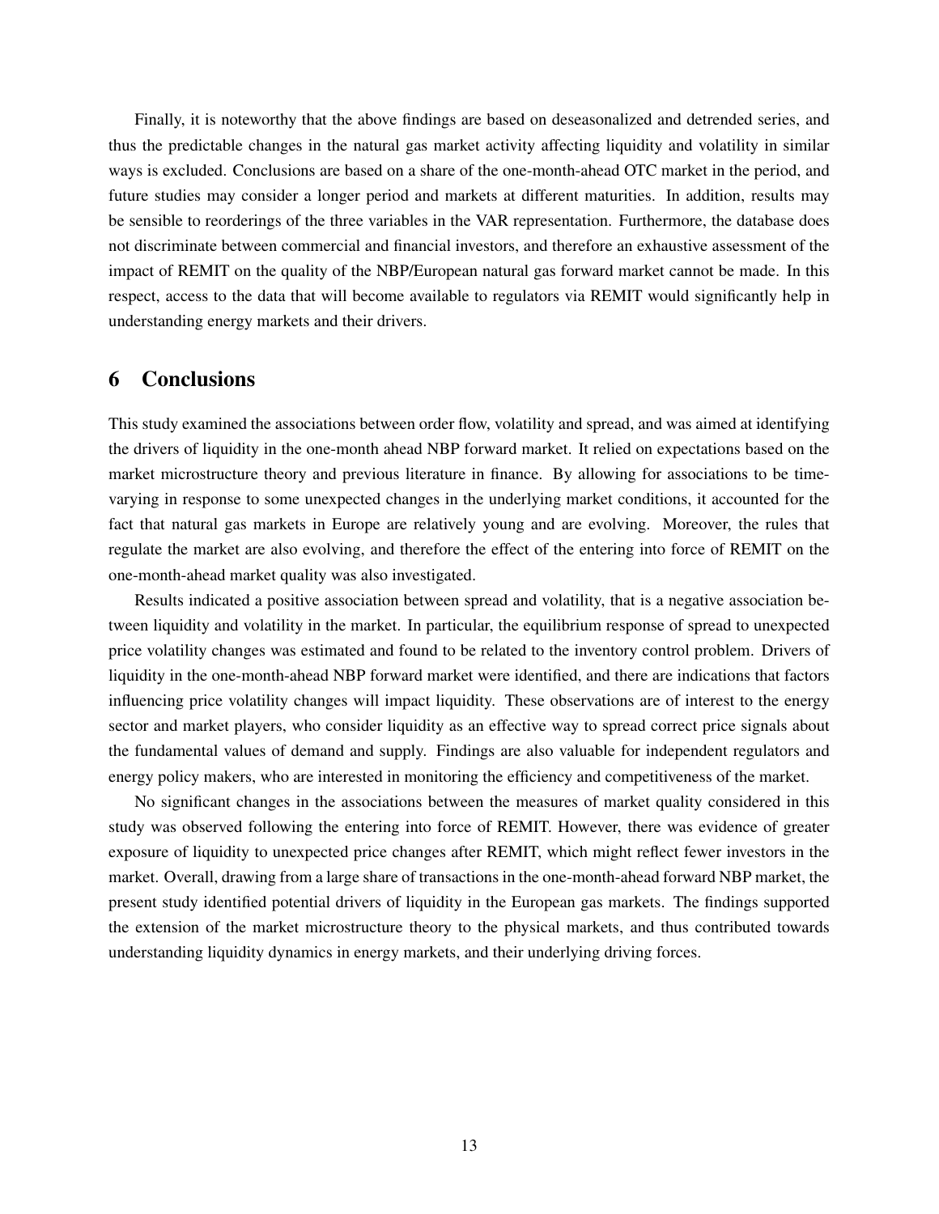Finally, it is noteworthy that the above findings are based on deseasonalized and detrended series, and thus the predictable changes in the natural gas market activity affecting liquidity and volatility in similar ways is excluded. Conclusions are based on a share of the one-month-ahead OTC market in the period, and future studies may consider a longer period and markets at different maturities. In addition, results may be sensible to reorderings of the three variables in the VAR representation. Furthermore, the database does not discriminate between commercial and financial investors, and therefore an exhaustive assessment of the impact of REMIT on the quality of the NBP/European natural gas forward market cannot be made. In this respect, access to the data that will become available to regulators via REMIT would significantly help in understanding energy markets and their drivers.

## 6 Conclusions

This study examined the associations between order flow, volatility and spread, and was aimed at identifying the drivers of liquidity in the one-month ahead NBP forward market. It relied on expectations based on the market microstructure theory and previous literature in finance. By allowing for associations to be time-varying in response to some unexpected changes in the underlying market conditions, it accounted for the fact that natural gas markets in Europe are relatively young and are evolving. Moreover, the rules that regulate the market are also evolving, and therefore the effect of the entering into force of REMIT on the one-month-ahead market quality was also investigated.

Results indicated a positive association between spread and volatility, that is a negative association between liquidity and volatility in the market. In particular, the equilibrium response of spread to unexpected price volatility changes was estimated and found to be related to the inventory control problem. Drivers of liquidity in the one-month-ahead NBP forward market were identified, and there are indications that factors influencing price volatility changes will impact liquidity. These observations are of interest to the energy sector and market players, who consider liquidity as an effective way to spread correct price signals about the fundamental values of demand and supply. Findings are also valuable for independent regulators and energy policy makers, who are interested in monitoring the efficiency and competitiveness of the market.

No significant changes in the associations between the measures of market quality considered in this study was observed following the entering into force of REMIT. However, there was evidence of greater exposure of liquidity to unexpected price changes after REMIT, which might reflect fewer investors in the market. Overall, drawing from a large share of transactions in the one-month-ahead forward NBP market, the present study identified potential drivers of liquidity in the European gas markets. The findings supported the extension of the market microstructure theory to the physical markets, and thus contributed towards understanding liquidity dynamics in energy markets, and their underlying driving forces.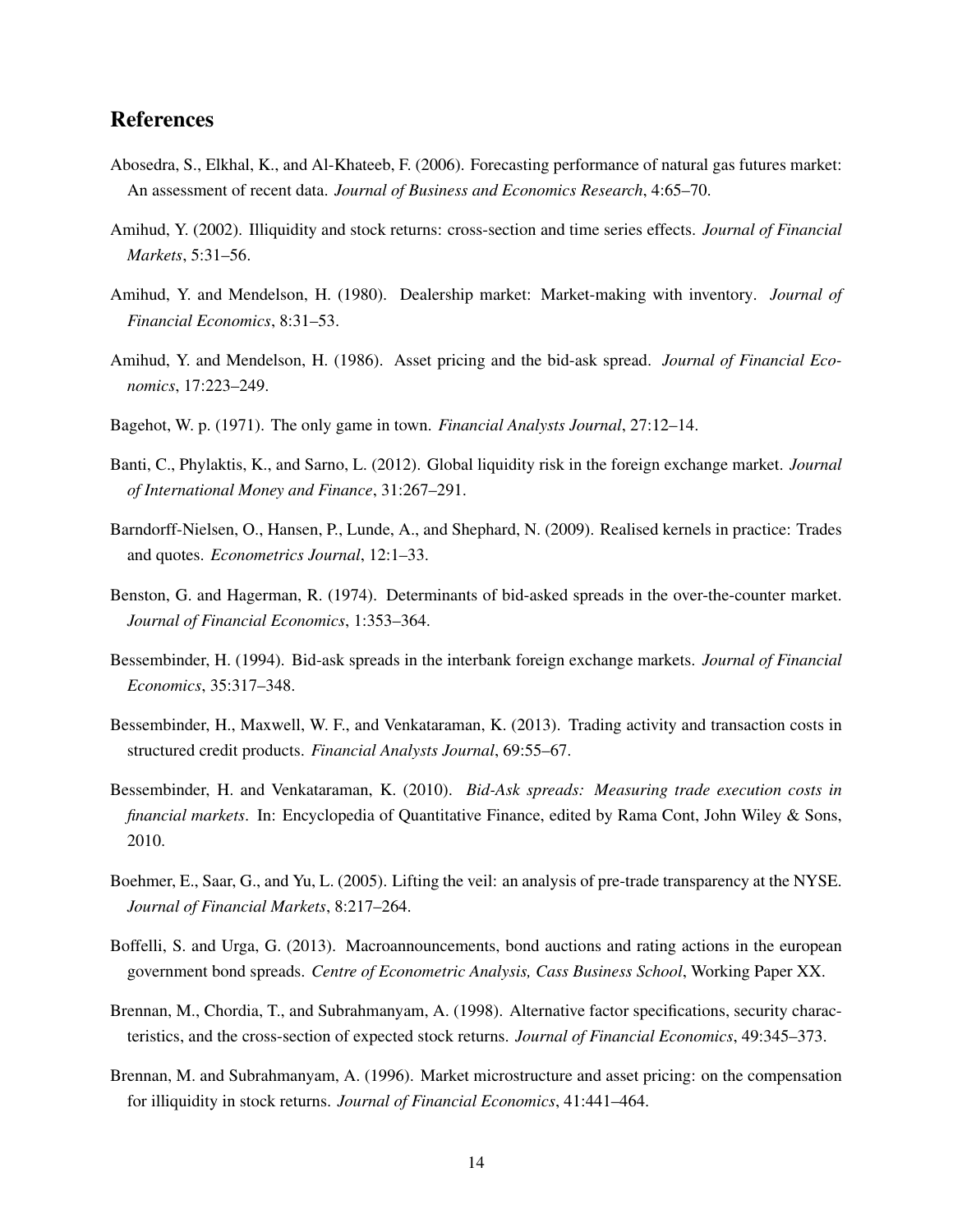## References

Abosedra, S., Elkhal, K., and Al-Khateeb, F. (2006). Forecasting performance of natural gas futures market: An assessment of recent data. *Journal of Business and Economics Research*, 4:65–70.

Amihud, Y. (2002). Illiquidity and stock returns: cross-section and time series effects. *Journal of Financial Markets*, 5:31–56.

Amihud, Y. and Mendelson, H. (1980). Dealership market: Market-making with inventory. *Journal of Financial Economics*, 8:31–53.

Amihud, Y. and Mendelson, H. (1986). Asset pricing and the bid-ask spread. *Journal of Financial Economics*, 17:223–249.

Bagehot, W. p. (1971). The only game in town. *Financial Analysts Journal*, 27:12–14.

Banti, C., Phylaktis, K., and Sarno, L. (2012). Global liquidity risk in the foreign exchange market. *Journal of International Money and Finance*, 31:267–291.

Barndorff-Nielsen, O., Hansen, P., Lunde, A., and Shephard, N. (2009). Realised kernels in practice: Trades and quotes. *Econometrics Journal*, 12:1–33.

Benston, G. and Hagerman, R. (1974). Determinants of bid-asked spreads in the over-the-counter market. *Journal of Financial Economics*, 1:353–364.

Bessembinder, H. (1994). Bid-ask spreads in the interbank foreign exchange markets. *Journal of Financial Economics*, 35:317–348.

Bessembinder, H., Maxwell, W. F., and Venkataraman, K. (2013). Trading activity and transaction costs in structured credit products. *Financial Analysts Journal*, 69:55–67.

Bessembinder, H. and Venkataraman, K. (2010). *Bid-Ask spreads: Measuring trade execution costs in financial markets*. In: Encyclopedia of Quantitative Finance, edited by Rama Cont, John Wiley & Sons, 2010.

Boehmer, E., Saar, G., and Yu, L. (2005). Lifting the veil: an analysis of pre-trade transparency at the NYSE. *Journal of Financial Markets*, 8:217–264.

Boffelli, S. and Urga, G. (2013). Macroannouncements, bond auctions and rating actions in the european government bond spreads. *Centre of Econometric Analysis, Cass Business School*, Working Paper XX.

Brennan, M., Chordia, T., and Subrahmanyam, A. (1998). Alternative factor specifications, security characteristics, and the cross-section of expected stock returns. *Journal of Financial Economics*, 49:345–373.

Brennan, M. and Subrahmanyam, A. (1996). Market microstructure and asset pricing: on the compensation for illiquidity in stock returns. *Journal of Financial Economics*, 41:441–464.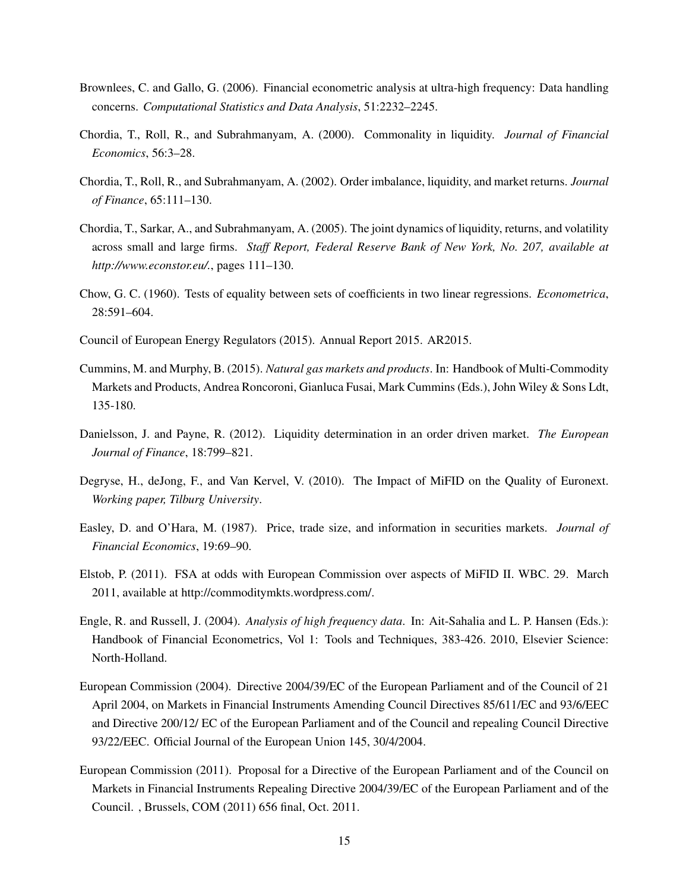Brownlees, C. and Gallo, G. (2006). Financial econometric analysis at ultra-high frequency: Data handling concerns. *Computational Statistics and Data Analysis*, 51:2232–2245.

Chordia, T., Roll, R., and Subrahmanyam, A. (2000). Commonality in liquidity. *Journal of Financial Economics*, 56:3–28.

Chordia, T., Roll, R., and Subrahmanyam, A. (2002). Order imbalance, liquidity, and market returns. *Journal of Finance*, 65:111–130.

Chordia, T., Sarkar, A., and Subrahmanyam, A. (2005). The joint dynamics of liquidity, returns, and volatility across small and large firms. *Staff Report, Federal Reserve Bank of New York, No. 207, available at http://www.econstor.eu/.*, pages 111–130.

Chow, G. C. (1960). Tests of equality between sets of coefficients in two linear regressions. *Econometrica*, 28:591–604.

Council of European Energy Regulators (2015). Annual Report 2015. AR2015.

Cummins, M. and Murphy, B. (2015). *Natural gas markets and products*. In: Handbook of Multi-Commodity Markets and Products, Andrea Roncoroni, Gianluca Fusai, Mark Cummins (Eds.), John Wiley & Sons Ldt, 135-180.

Danielsson, J. and Payne, R. (2012). Liquidity determination in an order driven market. *The European Journal of Finance*, 18:799–821.

Degryse, H., deJong, F., and Van Kervel, V. (2010). The Impact of MiFID on the Quality of Euronext. *Working paper, Tilburg University*.

Easley, D. and O'Hara, M. (1987). Price, trade size, and information in securities markets. *Journal of Financial Economics*, 19:69–90.

Elstob, P. (2011). FSA at odds with European Commission over aspects of MiFID II. WBC. 29. March 2011, available at http://commoditymkts.wordpress.com/.

Engle, R. and Russell, J. (2004). *Analysis of high frequency data*. In: Ait-Sahalia and L. P. Hansen (Eds.): Handbook of Financial Econometrics, Vol 1: Tools and Techniques, 383-426. 2010, Elsevier Science: North-Holland.

European Commission (2004). Directive 2004/39/EC of the European Parliament and of the Council of 21 April 2004, on Markets in Financial Instruments Amending Council Directives 85/611/EC and 93/6/EEC and Directive 200/12/ EC of the European Parliament and of the Council and repealing Council Directive 93/22/EEC. Official Journal of the European Union 145, 30/4/2004.

European Commission (2011). Proposal for a Directive of the European Parliament and of the Council on Markets in Financial Instruments Repealing Directive 2004/39/EC of the European Parliament and of the Council. , Brussels, COM (2011) 656 final, Oct. 2011.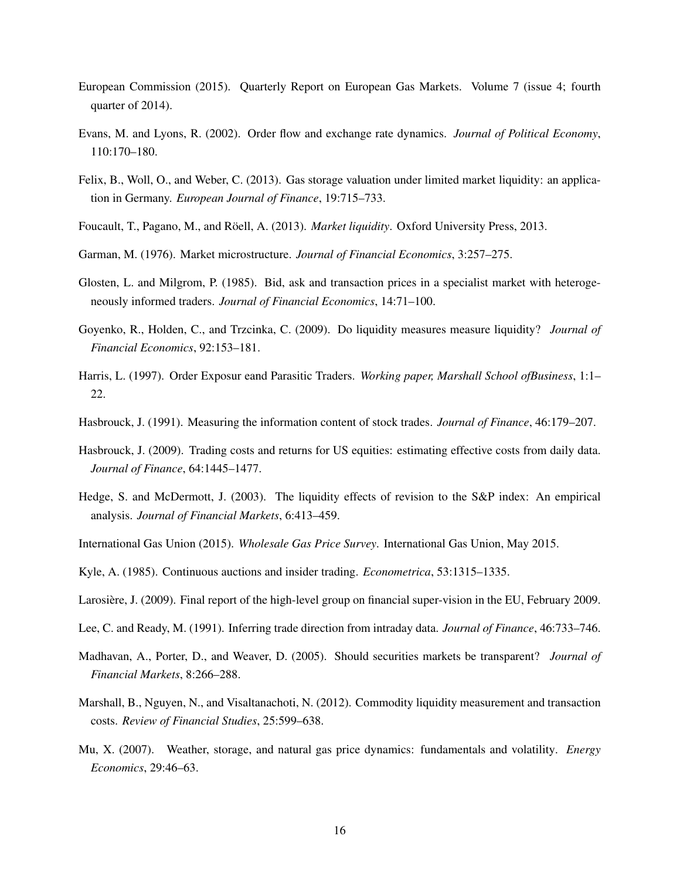European Commission (2015). Quarterly Report on European Gas Markets. Volume 7 (issue 4; fourth quarter of 2014).

Evans, M. and Lyons, R. (2002). Order flow and exchange rate dynamics. *Journal of Political Economy*, 110:170–180.

Felix, B., Woll, O., and Weber, C. (2013). Gas storage valuation under limited market liquidity: an application in Germany. *European Journal of Finance*, 19:715–733.

Foucault, T., Pagano, M., and Röell, A. (2013). *Market liquidity*. Oxford University Press, 2013.

Garman, M. (1976). Market microstructure. *Journal of Financial Economics*, 3:257–275.

Glosten, L. and Milgrom, P. (1985). Bid, ask and transaction prices in a specialist market with heterogeneously informed traders. *Journal of Financial Economics*, 14:71–100.

Goyenko, R., Holden, C., and Trzcinka, C. (2009). Do liquidity measures measure liquidity? *Journal of Financial Economics*, 92:153–181.

Harris, L. (1997). Order Exposur eand Parasitic Traders. *Working paper, Marshall School ofBusiness*, 1:1–22.

Hasbrouck, J. (1991). Measuring the information content of stock trades. *Journal of Finance*, 46:179–207.

Hasbrouck, J. (2009). Trading costs and returns for US equities: estimating effective costs from daily data. *Journal of Finance*, 64:1445–1477.

Hedge, S. and McDermott, J. (2003). The liquidity effects of revision to the S&P index: An empirical analysis. *Journal of Financial Markets*, 6:413–459.

International Gas Union (2015). *Wholesale Gas Price Survey*. International Gas Union, May 2015.

Kyle, A. (1985). Continuous auctions and insider trading. *Econometrica*, 53:1315–1335.

Larosière, J. (2009). Final report of the high-level group on financial super-vision in the EU, February 2009.

Lee, C. and Ready, M. (1991). Inferring trade direction from intraday data. *Journal of Finance*, 46:733–746.

Madhavan, A., Porter, D., and Weaver, D. (2005). Should securities markets be transparent? *Journal of Financial Markets*, 8:266–288.

Marshall, B., Nguyen, N., and Visaltanachoti, N. (2012). Commodity liquidity measurement and transaction costs. *Review of Financial Studies*, 25:599–638.

Mu, X. (2007). Weather, storage, and natural gas price dynamics: fundamentals and volatility. *Energy Economics*, 29:46–63.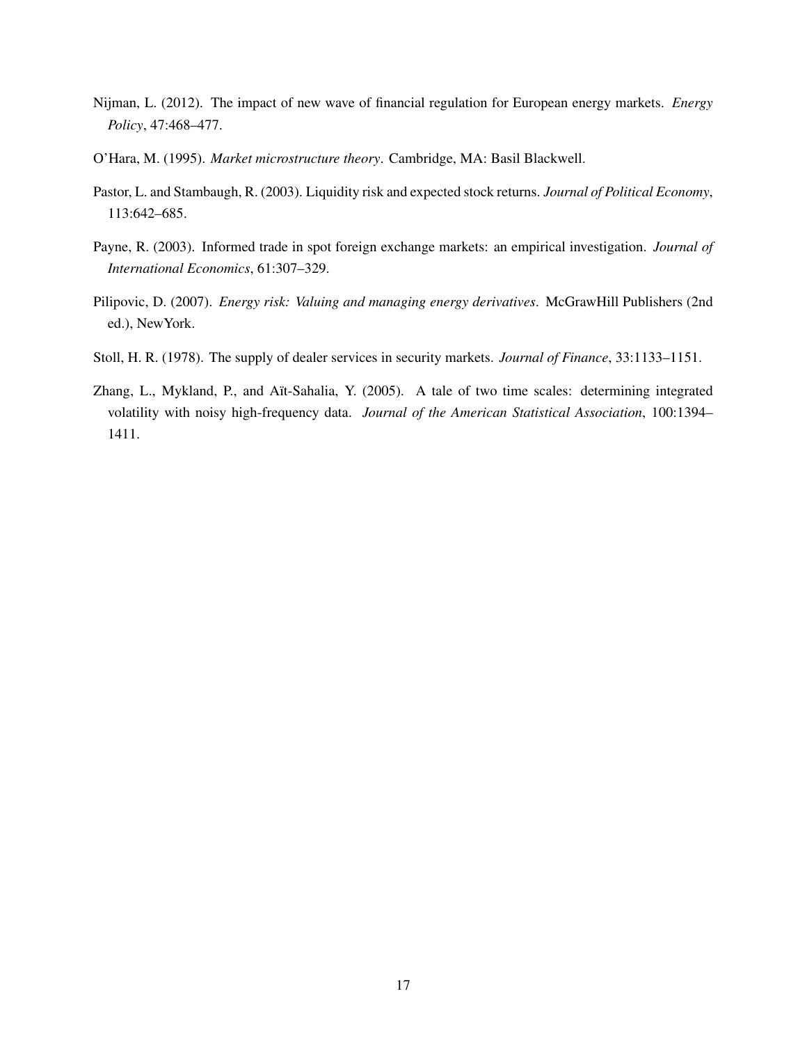Nijman, L. (2012). The impact of new wave of financial regulation for European energy markets. *Energy Policy*, 47:468–477.

O'Hara, M. (1995). *Market microstructure theory*. Cambridge, MA: Basil Blackwell.

Pastor, L. and Stambaugh, R. (2003). Liquidity risk and expected stock returns. *Journal of Political Economy*, 113:642–685.

Payne, R. (2003). Informed trade in spot foreign exchange markets: an empirical investigation. *Journal of International Economics*, 61:307–329.

Pilipovic, D. (2007). *Energy risk: Valuing and managing energy derivatives*. McGrawHill Publishers (2nd ed.), NewYork.

Stoll, H. R. (1978). The supply of dealer services in security markets. *Journal of Finance*, 33:1133–1151.

Zhang, L., Mykland, P., and Aït-Sahalia, Y. (2005). A tale of two time scales: determining integrated volatility with noisy high-frequency data. *Journal of the American Statistical Association*, 100:1394–1411.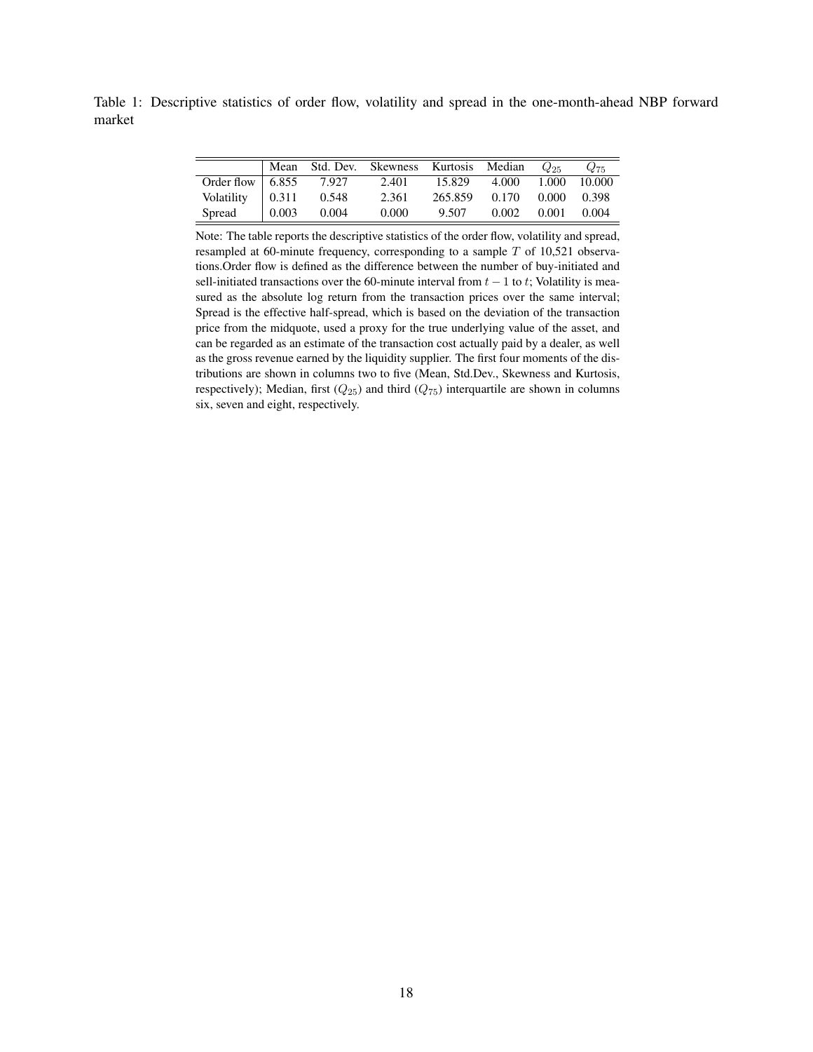Table 1: Descriptive statistics of order flow, volatility and spread in the one-month-ahead NBP forward market

| | Mean | Std. Dev. | Skewness | Kurtosis | Median | $Q_{25}$ | $Q_{75}$ |
|---|---|---|---|---|---|---|---|
| Order flow | 6.855 | 7.927 | 2.401 | 15.829 | 4.000 | 1.000 | 10.000 |
| Volatility | 0.311 | 0.548 | 2.361 | 265.859 | 0.170 | 0.000 | 0.398 |
| Spread | 0.003 | 0.004 | 0.000 | 9.507 | 0.002 | 0.001 | 0.004 |

Note: The table reports the descriptive statistics of the order flow, volatility and spread, resampled at 60-minute frequency, corresponding to a sample $T$ of 10,521 observations.Order flow is defined as the difference between the number of buy-initiated and sell-initiated transactions over the 60-minute interval from $t-1$ to $t$; Volatility is measured as the absolute log return from the transaction prices over the same interval; Spread is the effective half-spread, which is based on the deviation of the transaction price from the midquote, used a proxy for the true underlying value of the asset, and can be regarded as an estimate of the transaction cost actually paid by a dealer, as well as the gross revenue earned by the liquidity supplier. The first four moments of the distributions are shown in columns two to five (Mean, Std.Dev., Skewness and Kurtosis, respectively); Median, first ($Q_{25}$) and third ($Q_{75}$) interquartile are shown in columns six, seven and eight, respectively.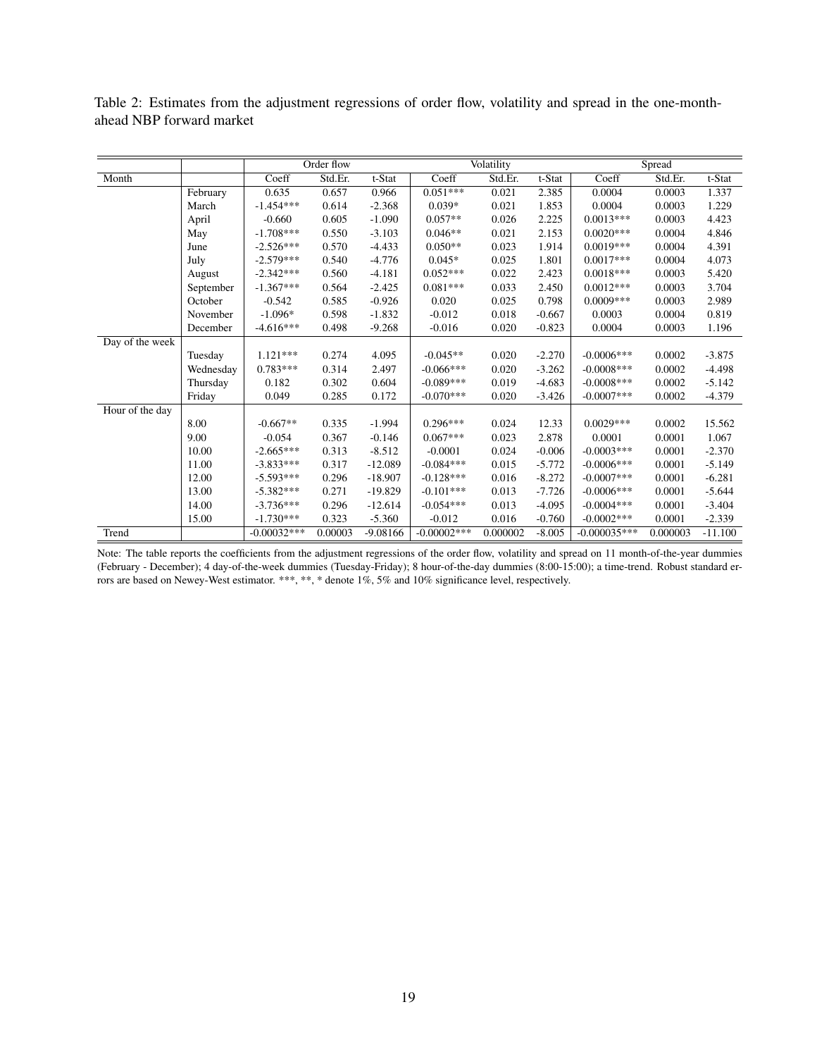Table 2: Estimates from the adjustment regressions of order flow, volatility and spread in the one-month-ahead NBP forward market

| | | Order flow | | | Volatility | | | Spread | | |
|---|---|---|---|---|---|---|---|---|---|---|
| Month | | Coeff | Std.Er. | t-Stat | Coeff | Std.Er. | t-Stat | Coeff | Std.Er. | t-Stat |
| | February | 0.635 | 0.657 | 0.966 | 0.051*** | 0.021 | 2.385 | 0.0004 | 0.0003 | 1.337 |
| | March | -1.454*** | 0.614 | -2.368 | 0.039* | 0.021 | 1.853 | 0.0004 | 0.0003 | 1.229 |
| | April | -0.660 | 0.605 | -1.090 | 0.057** | 0.026 | 2.225 | 0.0013*** | 0.0003 | 4.423 |
| | May | -1.708*** | 0.550 | -3.103 | 0.046** | 0.021 | 2.153 | 0.0020*** | 0.0004 | 4.846 |
| | June | -2.526*** | 0.570 | -4.433 | 0.050** | 0.023 | 1.914 | 0.0019*** | 0.0004 | 4.391 |
| | July | -2.579*** | 0.540 | -4.776 | 0.045* | 0.025 | 1.801 | 0.0017*** | 0.0004 | 4.073 |
| | August | -2.342*** | 0.560 | -4.181 | 0.052*** | 0.022 | 2.423 | 0.0018*** | 0.0003 | 5.420 |
| | September | -1.367*** | 0.564 | -2.425 | 0.081*** | 0.033 | 2.450 | 0.0012*** | 0.0003 | 3.704 |
| | October | -0.542 | 0.585 | -0.926 | 0.020 | 0.025 | 0.798 | 0.0009*** | 0.0003 | 2.989 |
| | November | -1.096* | 0.598 | -1.832 | -0.012 | 0.018 | -0.667 | 0.0003 | 0.0004 | 0.819 |
| | December | -4.616*** | 0.498 | -9.268 | -0.016 | 0.020 | -0.823 | 0.0004 | 0.0003 | 1.196 |
| Day of the week | | | | | | | | | | |
| | Tuesday | 1.121*** | 0.274 | 4.095 | -0.045** | 0.020 | -2.270 | -0.0006*** | 0.0002 | -3.875 |
| | Wednesday | 0.783*** | 0.314 | 2.497 | -0.066*** | 0.020 | -3.262 | -0.0008*** | 0.0002 | -4.498 |
| | Thursday | 0.182 | 0.302 | 0.604 | -0.089*** | 0.019 | -4.683 | -0.0008*** | 0.0002 | -5.142 |
| | Friday | 0.049 | 0.285 | 0.172 | -0.070*** | 0.020 | -3.426 | -0.0007*** | 0.0002 | -4.379 |
| Hour of the day | | | | | | | | | | |
| | 8.00 | -0.667** | 0.335 | -1.994 | 0.296*** | 0.024 | 12.33 | 0.0029*** | 0.0002 | 15.562 |
| | 9.00 | -0.054 | 0.367 | -0.146 | 0.067*** | 0.023 | 2.878 | 0.0001 | 0.0001 | 1.067 |
| | 10.00 | -2.665*** | 0.313 | -8.512 | -0.0001 | 0.024 | -0.006 | -0.0003*** | 0.0001 | -2.370 |
| | 11.00 | -3.833*** | 0.317 | -12.089 | -0.084*** | 0.015 | -5.772 | -0.0006*** | 0.0001 | -5.149 |
| | 12.00 | -5.593*** | 0.296 | -18.907 | -0.128*** | 0.016 | -8.272 | -0.0007*** | 0.0001 | -6.281 |
| | 13.00 | -5.382*** | 0.271 | -19.829 | -0.101*** | 0.013 | -7.726 | -0.0006*** | 0.0001 | -5.644 |
| | 14.00 | -3.736*** | 0.296 | -12.614 | -0.054*** | 0.013 | -4.095 | -0.0004*** | 0.0001 | -3.404 |
| | 15.00 | -1.730*** | 0.323 | -5.360 | -0.012 | 0.016 | -0.760 | -0.0002*** | 0.0001 | -2.339 |
| Trend | | -0.00032*** | 0.00003 | -9.08166 | -0.00002*** | 0.000002 | -8.005 | -0.000035*** | 0.000003 | -11.100 |

Note: The table reports the coefficients from the adjustment regressions of the order flow, volatility and spread on 11 month-of-the-year dummies (February - December); 4 day-of-the-week dummies (Tuesday-Friday); 8 hour-of-the-day dummies (8:00-15:00); a time-trend. Robust standard errors are based on Newey-West estimator. ***, **, * denote 1%, 5% and 10% significance level, respectively.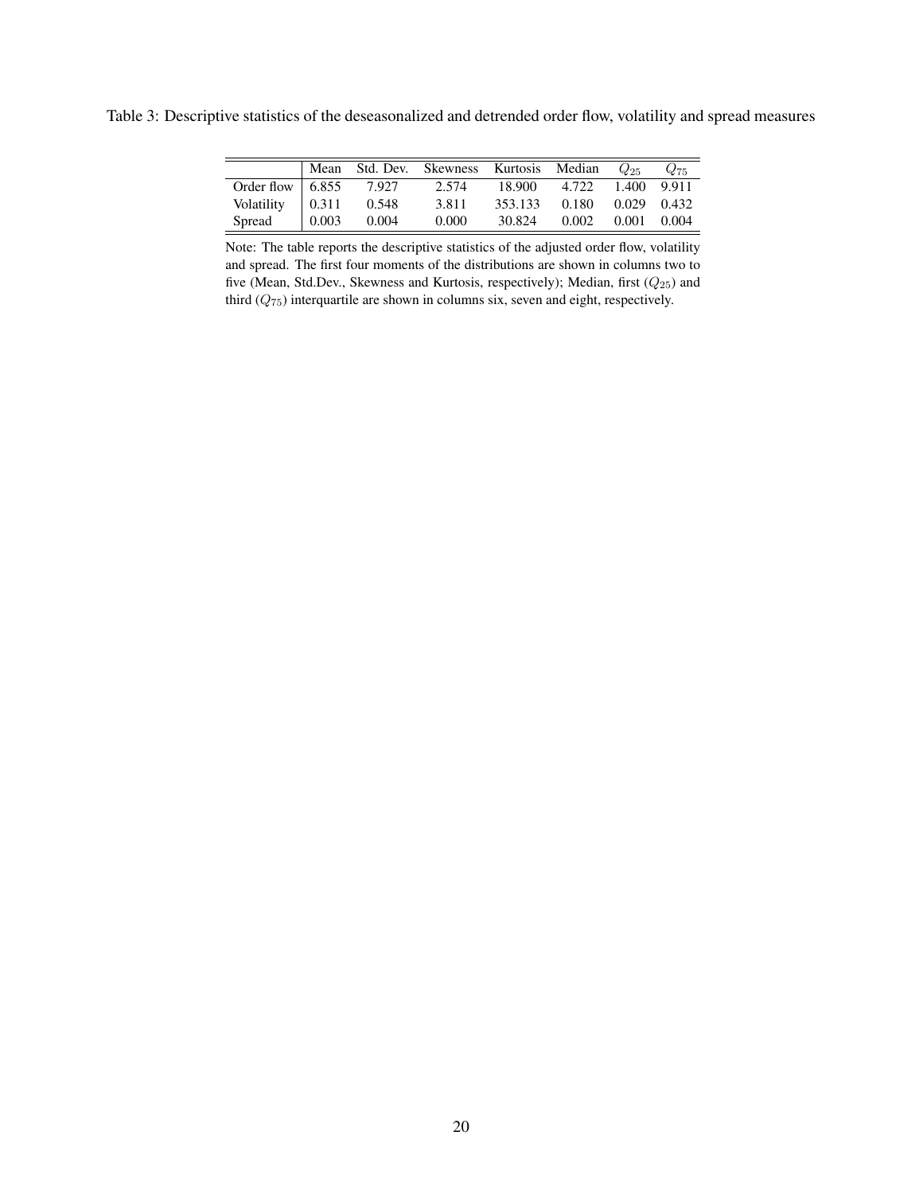Table 3: Descriptive statistics of the deseasonalized and detrended order flow, volatility and spread measures

| | Mean | Std. Dev. | Skewness | Kurtosis | Median | $Q_{25}$ | $Q_{75}$ |
|---|---|---|---|---|---|---|---|
| Order flow | 6.855 | 7.927 | 2.574 | 18.900 | 4.722 | 1.400 | 9.911 |
| Volatility | 0.311 | 0.548 | 3.811 | 353.133 | 0.180 | 0.029 | 0.432 |
| Spread | 0.003 | 0.004 | 0.000 | 30.824 | 0.002 | 0.001 | 0.004 |

Note: The table reports the descriptive statistics of the adjusted order flow, volatility and spread. The first four moments of the distributions are shown in columns two to five (Mean, Std.Dev., Skewness and Kurtosis, respectively); Median, first ($Q_{25}$) and third ($Q_{75}$) interquartile are shown in columns six, seven and eight, respectively.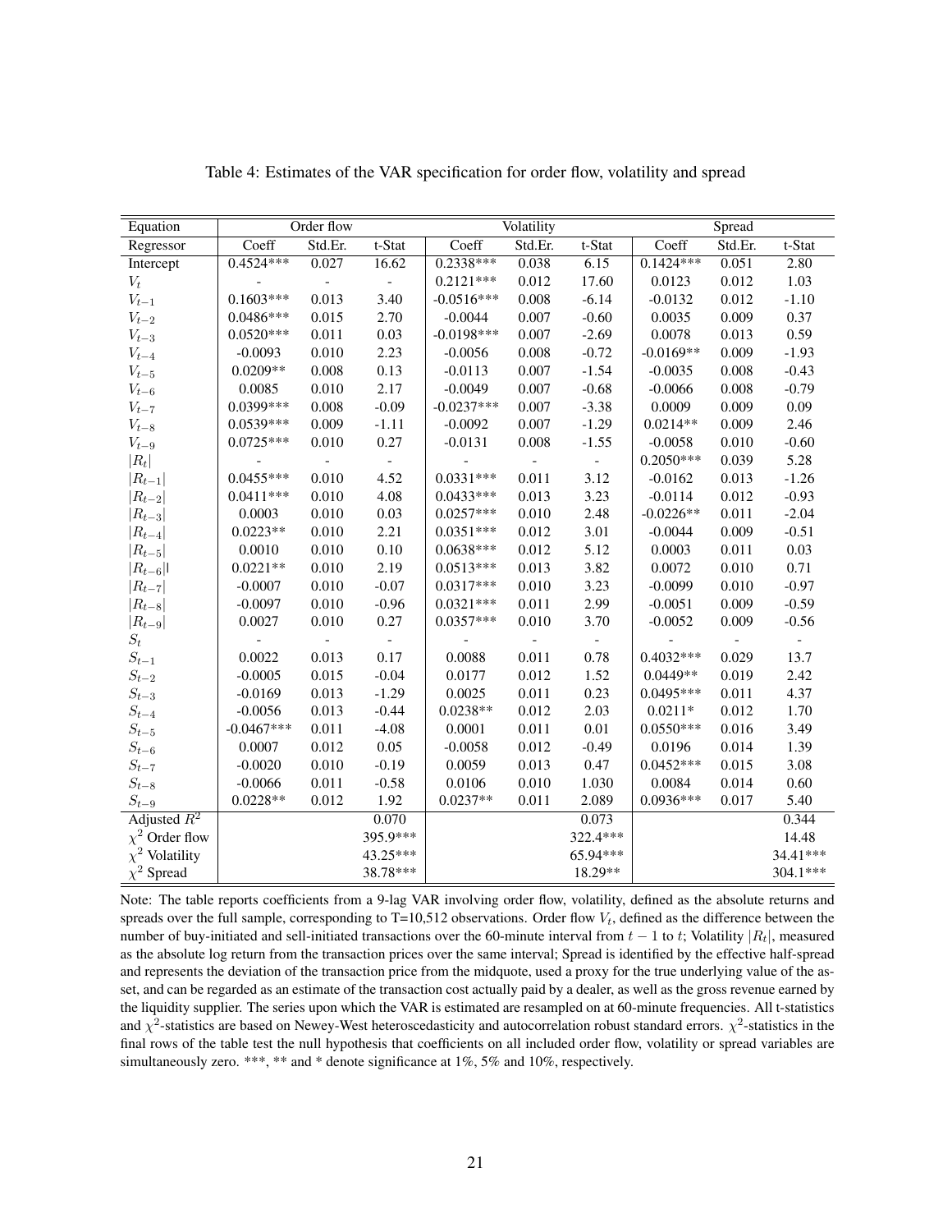Table 4: Estimates of the VAR specification for order flow, volatility and spread

| Equation | Order flow | | | Volatility | | | Spread | | |
|---|---|---|---|---|---|---|---|---|---|
| Regressor | Coeff | Std.Er. | t-Stat | Coeff | Std.Er. | t-Stat | Coeff | Std.Er. | t-Stat |
| Intercept | 0.4524*** | 0.027 | 16.62 | 0.2338*** | 0.038 | 6.15 | 0.1424*** | 0.051 | 2.80 |
| $V_t$ | - | - | - | 0.2121*** | 0.012 | 17.60 | 0.0123 | 0.012 | 1.03 |
| $V_{t-1}$ | 0.1603*** | 0.013 | 3.40 | -0.0516*** | 0.008 | -6.14 | -0.0132 | 0.012 | -1.10 |
| $V_{t-2}$ | 0.0486*** | 0.015 | 2.70 | -0.0044 | 0.007 | -0.60 | 0.0035 | 0.009 | 0.37 |
| $V_{t-3}$ | 0.0520*** | 0.011 | 0.03 | -0.0198*** | 0.007 | -2.69 | 0.0078 | 0.013 | 0.59 |
| $V_{t-4}$ | -0.0093 | 0.010 | 2.23 | -0.0056 | 0.008 | -0.72 | -0.0169** | 0.009 | -1.93 |
| $V_{t-5}$ | 0.0209** | 0.008 | 0.13 | -0.0113 | 0.007 | -1.54 | -0.0035 | 0.008 | -0.43 |
| $V_{t-6}$ | 0.0085 | 0.010 | 2.17 | -0.0049 | 0.007 | -0.68 | -0.0066 | 0.008 | -0.79 |
| $V_{t-7}$ | 0.0399*** | 0.008 | -0.09 | -0.0237*** | 0.007 | -3.38 | 0.0009 | 0.009 | 0.09 |
| $V_{t-8}$ | 0.0539*** | 0.009 | -1.11 | -0.0092 | 0.007 | -1.29 | 0.0214** | 0.009 | 2.46 |
| $V_{t-9}$ | 0.0725*** | 0.010 | 0.27 | -0.0131 | 0.008 | -1.55 | -0.0058 | 0.010 | -0.60 |
| $\|R_t\|$ | - | - | - | - | - | - | 0.2050*** | 0.039 | 5.28 |
| $\|R_{t-1}\|$ | 0.0455*** | 0.010 | 4.52 | 0.0331*** | 0.011 | 3.12 | -0.0162 | 0.013 | -1.26 |
| $\|R_{t-2}\|$ | 0.0411*** | 0.010 | 4.08 | 0.0433*** | 0.013 | 3.23 | -0.0114 | 0.012 | -0.93 |
| $\|R_{t-3}\|$ | 0.0003 | 0.010 | 0.03 | 0.0257*** | 0.010 | 2.48 | -0.0226** | 0.011 | -2.04 |
| $\|R_{t-4}\|$ | 0.0223** | 0.010 | 2.21 | 0.0351*** | 0.012 | 3.01 | -0.0044 | 0.009 | -0.51 |
| $\|R_{t-5}\|$ | 0.0010 | 0.010 | 0.10 | 0.0638*** | 0.012 | 5.12 | 0.0003 | 0.011 | 0.03 |
| $\|R_{t-6}\|$ | 0.0221** | 0.010 | 2.19 | 0.0513*** | 0.013 | 3.82 | 0.0072 | 0.010 | 0.71 |
| $\|R_{t-7}\|$ | -0.0007 | 0.010 | -0.07 | 0.0317*** | 0.010 | 3.23 | -0.0099 | 0.010 | -0.97 |
| $\|R_{t-8}\|$ | -0.0097 | 0.010 | -0.96 | 0.0321*** | 0.011 | 2.99 | -0.0051 | 0.009 | -0.59 |
| $\|R_{t-9}\|$ | 0.0027 | 0.010 | 0.27 | 0.0357*** | 0.010 | 3.70 | -0.0052 | 0.009 | -0.56 |
| $S_t$ | - | - | - | - | - | - | - | - | - |
| $S_{t-1}$ | 0.0022 | 0.013 | 0.17 | 0.0088 | 0.011 | 0.78 | 0.4032*** | 0.029 | 13.7 |
| $S_{t-2}$ | -0.0005 | 0.015 | -0.04 | 0.0177 | 0.012 | 1.52 | 0.0449** | 0.019 | 2.42 |
| $S_{t-3}$ | -0.0169 | 0.013 | -1.29 | 0.0025 | 0.011 | 0.23 | 0.0495*** | 0.011 | 4.37 |
| $S_{t-4}$ | -0.0056 | 0.013 | -0.44 | 0.0238** | 0.012 | 2.03 | 0.0211* | 0.012 | 1.70 |
| $S_{t-5}$ | -0.0467*** | 0.011 | -4.08 | 0.0001 | 0.011 | 0.01 | 0.0550*** | 0.016 | 3.49 |
| $S_{t-6}$ | 0.0007 | 0.012 | 0.05 | -0.0058 | 0.012 | -0.49 | 0.0196 | 0.014 | 1.39 |
| $S_{t-7}$ | -0.0020 | 0.010 | -0.19 | 0.0059 | 0.013 | 0.47 | 0.0452*** | 0.015 | 3.08 |
| $S_{t-8}$ | -0.0066 | 0.011 | -0.58 | 0.0106 | 0.010 | 1.030 | 0.0084 | 0.014 | 0.60 |
| $S_{t-9}$ | 0.0228** | 0.012 | 1.92 | 0.0237** | 0.011 | 2.089 | 0.0936*** | 0.017 | 5.40 |
| Adjusted $R^2$ | | | 0.070 | | | 0.073 | | | 0.344 |
| $\chi^2$ Order flow | | | 395.9*** | | | 322.4*** | | | 14.48 |
| $\chi^2$ Volatility | | | 43.25*** | | | 65.94*** | | | 34.41*** |
| $\chi^2$ Spread | | | 38.78*** | | | 18.29** | | | 304.1*** |

Note: The table reports coefficients from a 9-lag VAR involving order flow, volatility, defined as the absolute returns and spreads over the full sample, corresponding to T=10,512 observations. Order flow $V_t$, defined as the difference between the number of buy-initiated and sell-initiated transactions over the 60-minute interval from $t-1$ to $t$; Volatility $|R_t|$, measured as the absolute log return from the transaction prices over the same interval; Spread is identified by the effective half-spread and represents the deviation of the transaction price from the midquote, used a proxy for the true underlying value of the asset, and can be regarded as an estimate of the transaction cost actually paid by a dealer, as well as the gross revenue earned by the liquidity supplier. The series upon which the VAR is estimated are resampled on at 60-minute frequencies. All t-statistics and $\chi^2$-statistics are based on Newey-West heteroscedasticity and autocorrelation robust standard errors. $\chi^2$-statistics in the final rows of the table test the null hypothesis that coefficients on all included order flow, volatility or spread variables are simultaneously zero. ***, ** and * denote significance at 1%, 5% and 10%, respectively.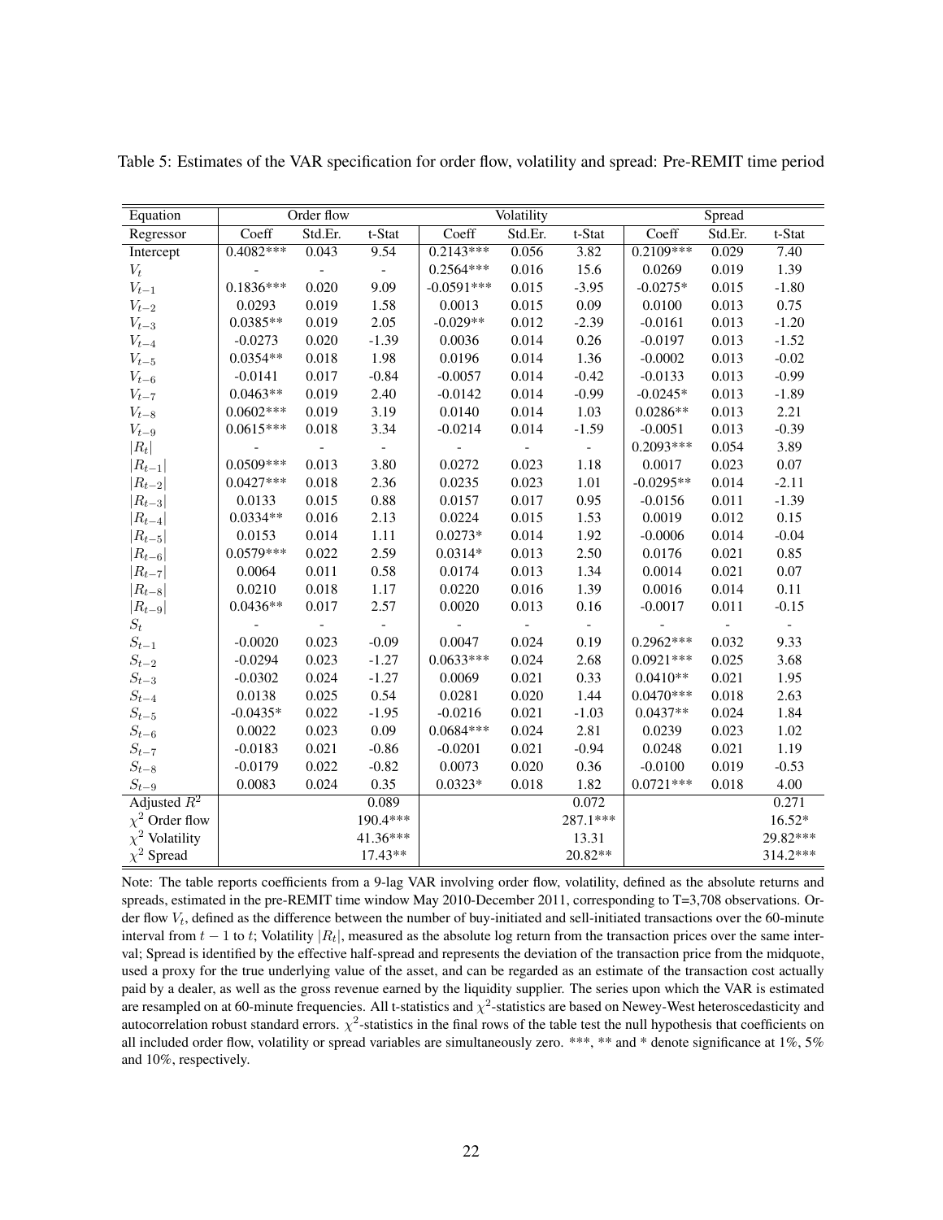Table 5: Estimates of the VAR specification for order flow, volatility and spread: Pre-REMIT time period

| Equation | Order flow | | | Volatility | | | Spread | | |
|---|---|---|---|---|---|---|---|---|---|
| Regressor | Coeff | Std.Er. | t-Stat | Coeff | Std.Er. | t-Stat | Coeff | Std.Er. | t-Stat |
| Intercept | 0.4082*** | 0.043 | 9.54 | 0.2143*** | 0.056 | 3.82 | 0.2109*** | 0.029 | 7.40 |
| $V_t$ | - | - | - | 0.2564*** | 0.016 | 15.6 | 0.0269 | 0.019 | 1.39 |
| $V_{t-1}$ | 0.1836*** | 0.020 | 9.09 | -0.0591*** | 0.015 | -3.95 | -0.0275* | 0.015 | -1.80 |
| $V_{t-2}$ | 0.0293 | 0.019 | 1.58 | 0.0013 | 0.015 | 0.09 | 0.0100 | 0.013 | 0.75 |
| $V_{t-3}$ | 0.0385** | 0.019 | 2.05 | -0.029** | 0.012 | -2.39 | -0.0161 | 0.013 | -1.20 |
| $V_{t-4}$ | -0.0273 | 0.020 | -1.39 | 0.0036 | 0.014 | 0.26 | -0.0197 | 0.013 | -1.52 |
| $V_{t-5}$ | 0.0354** | 0.018 | 1.98 | 0.0196 | 0.014 | 1.36 | -0.0002 | 0.013 | -0.02 |
| $V_{t-6}$ | -0.0141 | 0.017 | -0.84 | -0.0057 | 0.014 | -0.42 | -0.0133 | 0.013 | -0.99 |
| $V_{t-7}$ | 0.0463** | 0.019 | 2.40 | -0.0142 | 0.014 | -0.99 | -0.0245* | 0.013 | -1.89 |
| $V_{t-8}$ | 0.0602*** | 0.019 | 3.19 | 0.0140 | 0.014 | 1.03 | 0.0286** | 0.013 | 2.21 |
| $V_{t-9}$ | 0.0615*** | 0.018 | 3.34 | -0.0214 | 0.014 | -1.59 | -0.0051 | 0.013 | -0.39 |
| $\|R_t\|$ | - | - | - | - | - | - | 0.2093*** | 0.054 | 3.89 |
| $\|R_{t-1}\|$ | 0.0509*** | 0.013 | 3.80 | 0.0272 | 0.023 | 1.18 | 0.0017 | 0.023 | 0.07 |
| $\|R_{t-2}\|$ | 0.0427*** | 0.018 | 2.36 | 0.0235 | 0.023 | 1.01 | -0.0295** | 0.014 | -2.11 |
| $\|R_{t-3}\|$ | 0.0133 | 0.015 | 0.88 | 0.0157 | 0.017 | 0.95 | -0.0156 | 0.011 | -1.39 |
| $\|R_{t-4}\|$ | 0.0334** | 0.016 | 2.13 | 0.0224 | 0.015 | 1.53 | 0.0019 | 0.012 | 0.15 |
| $\|R_{t-5}\|$ | 0.0153 | 0.014 | 1.11 | 0.0273* | 0.014 | 1.92 | -0.0006 | 0.014 | -0.04 |
| $\|R_{t-6}\|$ | 0.0579*** | 0.022 | 2.59 | 0.0314* | 0.013 | 2.50 | 0.0176 | 0.021 | 0.85 |
| $\|R_{t-7}\|$ | 0.0064 | 0.011 | 0.58 | 0.0174 | 0.013 | 1.34 | 0.0014 | 0.021 | 0.07 |
| $\|R_{t-8}\|$ | 0.0210 | 0.018 | 1.17 | 0.0220 | 0.016 | 1.39 | 0.0016 | 0.014 | 0.11 |
| $\|R_{t-9}\|$ | 0.0436** | 0.017 | 2.57 | 0.0020 | 0.013 | 0.16 | -0.0017 | 0.011 | -0.15 |
| $S_t$ | - | - | - | - | - | - | - | - | - |
| $S_{t-1}$ | -0.0020 | 0.023 | -0.09 | 0.0047 | 0.024 | 0.19 | 0.2962*** | 0.032 | 9.33 |
| $S_{t-2}$ | -0.0294 | 0.023 | -1.27 | 0.0633*** | 0.024 | 2.68 | 0.0921*** | 0.025 | 3.68 |
| $S_{t-3}$ | -0.0302 | 0.024 | -1.27 | 0.0069 | 0.021 | 0.33 | 0.0410** | 0.021 | 1.95 |
| $S_{t-4}$ | 0.0138 | 0.025 | 0.54 | 0.0281 | 0.020 | 1.44 | 0.0470*** | 0.018 | 2.63 |
| $S_{t-5}$ | -0.0435* | 0.022 | -1.95 | -0.0216 | 0.021 | -1.03 | 0.0437** | 0.024 | 1.84 |
| $S_{t-6}$ | 0.0022 | 0.023 | 0.09 | 0.0684*** | 0.024 | 2.81 | 0.0239 | 0.023 | 1.02 |
| $S_{t-7}$ | -0.0183 | 0.021 | -0.86 | -0.0201 | 0.021 | -0.94 | 0.0248 | 0.021 | 1.19 |
| $S_{t-8}$ | -0.0179 | 0.022 | -0.82 | 0.0073 | 0.020 | 0.36 | -0.0100 | 0.019 | -0.53 |
| $S_{t-9}$ | 0.0083 | 0.024 | 0.35 | 0.0323* | 0.018 | 1.82 | 0.0721*** | 0.018 | 4.00 |
| Adjusted $R^2$ | | | 0.089 | | | 0.072 | | | 0.271 |
| $\chi^2$ Order flow | | | 190.4*** | | | 287.1*** | | | 16.52* |
| $\chi^2$ Volatility | | | 41.36*** | | | 13.31 | | | 29.82*** |
| $\chi^2$ Spread | | | 17.43** | | | 20.82** | | | 314.2*** |

Note: The table reports coefficients from a 9-lag VAR involving order flow, volatility, defined as the absolute returns and spreads, estimated in the pre-REMIT time window May 2010-December 2011, corresponding to T=3,708 observations. Order flow $V_t$, defined as the difference between the number of buy-initiated and sell-initiated transactions over the 60-minute interval from $t-1$ to $t$; Volatility $|R_t|$, measured as the absolute log return from the transaction prices over the same interval; Spread is identified by the effective half-spread and represents the deviation of the transaction price from the midquote, used a proxy for the true underlying value of the asset, and can be regarded as an estimate of the transaction cost actually paid by a dealer, as well as the gross revenue earned by the liquidity supplier. The series upon which the VAR is estimated are resampled on at 60-minute frequencies. All t-statistics and $\chi^2$-statistics are based on Newey-West heteroscedasticity and autocorrelation robust standard errors. $\chi^2$-statistics in the final rows of the table test the null hypothesis that coefficients on all included order flow, volatility or spread variables are simultaneously zero. ***, ** and * denote significance at 1%, 5% and 10%, respectively.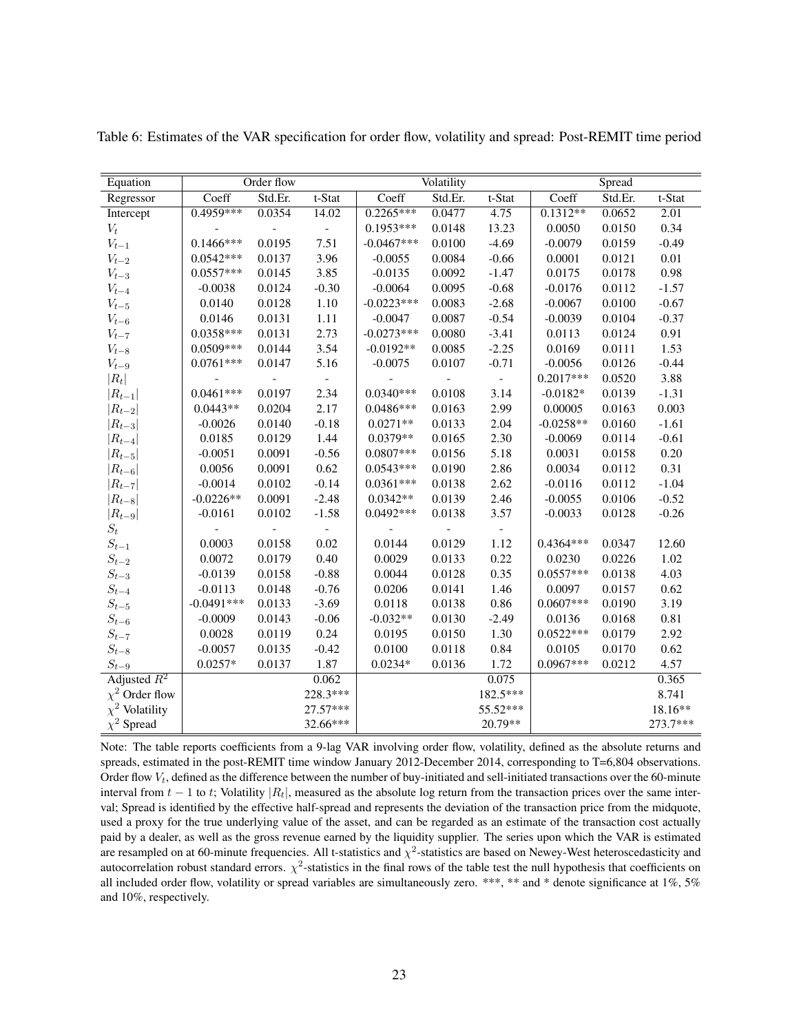Table 6: Estimates of the VAR specification for order flow, volatility and spread: Post-REMIT time period

| Equation | Order flow | | | Volatility | | | Spread | | |
|---|---|---|---|---|---|---|---|---|---|
| Regressor | Coeff | Std.Er. | t-Stat | Coeff | Std.Er. | t-Stat | Coeff | Std.Er. | t-Stat |
| Intercept | 0.4959*** | 0.0354 | 14.02 | 0.2265*** | 0.0477 | 4.75 | 0.1312** | 0.0652 | 2.01 |
| $V_t$ | - | - | - | 0.1953*** | 0.0148 | 13.23 | 0.0050 | 0.0150 | 0.34 |
| $V_{t-1}$ | 0.1466*** | 0.0195 | 7.51 | -0.0467*** | 0.0100 | -4.69 | -0.0079 | 0.0159 | -0.49 |
| $V_{t-2}$ | 0.0542*** | 0.0137 | 3.96 | -0.0055 | 0.0084 | -0.66 | 0.0001 | 0.0121 | 0.01 |
| $V_{t-3}$ | 0.0557*** | 0.0145 | 3.85 | -0.0135 | 0.0092 | -1.47 | 0.0175 | 0.0178 | 0.98 |
| $V_{t-4}$ | -0.0038 | 0.0124 | -0.30 | -0.0064 | 0.0095 | -0.68 | -0.0176 | 0.0112 | -1.57 |
| $V_{t-5}$ | 0.0140 | 0.0128 | 1.10 | -0.0223*** | 0.0083 | -2.68 | -0.0067 | 0.0100 | -0.67 |
| $V_{t-6}$ | 0.0146 | 0.0131 | 1.11 | -0.0047 | 0.0087 | -0.54 | -0.0039 | 0.0104 | -0.37 |
| $V_{t-7}$ | 0.0358*** | 0.0131 | 2.73 | -0.0273*** | 0.0080 | -3.41 | 0.0113 | 0.0124 | 0.91 |
| $V_{t-8}$ | 0.0509*** | 0.0144 | 3.54 | -0.0192** | 0.0085 | -2.25 | 0.0169 | 0.0111 | 1.53 |
| $V_{t-9}$ | 0.0761*** | 0.0147 | 5.16 | -0.0075 | 0.0107 | -0.71 | -0.0056 | 0.0126 | -0.44 |
| $\|R_t\|$ | - | - | - | - | - | - | 0.2017*** | 0.0520 | 3.88 |
| $\|R_{t-1}\|$ | 0.0461*** | 0.0197 | 2.34 | 0.0340*** | 0.0108 | 3.14 | -0.0182* | 0.0139 | -1.31 |
| $\|R_{t-2}\|$ | 0.0443** | 0.0204 | 2.17 | 0.0486*** | 0.0163 | 2.99 | 0.00005 | 0.0163 | 0.003 |
| $\|R_{t-3}\|$ | -0.0026 | 0.0140 | -0.18 | 0.0271** | 0.0133 | 2.04 | -0.0258** | 0.0160 | -1.61 |
| $\|R_{t-4}\|$ | 0.0185 | 0.0129 | 1.44 | 0.0379** | 0.0165 | 2.30 | -0.0069 | 0.0114 | -0.61 |
| $\|R_{t-5}\|$ | -0.0051 | 0.0091 | -0.56 | 0.0807*** | 0.0156 | 5.18 | 0.0031 | 0.0158 | 0.20 |
| $\|R_{t-6}\|$ | 0.0056 | 0.0091 | 0.62 | 0.0543*** | 0.0190 | 2.86 | 0.0034 | 0.0112 | 0.31 |
| $\|R_{t-7}\|$ | -0.0014 | 0.0102 | -0.14 | 0.0361*** | 0.0138 | 2.62 | -0.0116 | 0.0112 | -1.04 |
| $\|R_{t-8}\|$ | -0.0226** | 0.0091 | -2.48 | 0.0342** | 0.0139 | 2.46 | -0.0055 | 0.0106 | -0.52 |
| $\|R_{t-9}\|$ | -0.0161 | 0.0102 | -1.58 | 0.0492*** | 0.0138 | 3.57 | -0.0033 | 0.0128 | -0.26 |
| $S_t$ | - | - | - | - | - | - | | | |
| $S_{t-1}$ | 0.0003 | 0.0158 | 0.02 | 0.0144 | 0.0129 | 1.12 | 0.4364*** | 0.0347 | 12.60 |
| $S_{t-2}$ | 0.0072 | 0.0179 | 0.40 | 0.0029 | 0.0133 | 0.22 | 0.0230 | 0.0226 | 1.02 |
| $S_{t-3}$ | -0.0139 | 0.0158 | -0.88 | 0.0044 | 0.0128 | 0.35 | 0.0557*** | 0.0138 | 4.03 |
| $S_{t-4}$ | -0.0113 | 0.0148 | -0.76 | 0.0206 | 0.0141 | 1.46 | 0.0097 | 0.0157 | 0.62 |
| $S_{t-5}$ | -0.0491*** | 0.0133 | -3.69 | 0.0118 | 0.0138 | 0.86 | 0.0607*** | 0.0190 | 3.19 |
| $S_{t-6}$ | -0.0009 | 0.0143 | -0.06 | -0.032** | 0.0130 | -2.49 | 0.0136 | 0.0168 | 0.81 |
| $S_{t-7}$ | 0.0028 | 0.0119 | 0.24 | 0.0195 | 0.0150 | 1.30 | 0.0522*** | 0.0179 | 2.92 |
| $S_{t-8}$ | -0.0057 | 0.0135 | -0.42 | 0.0100 | 0.0118 | 0.84 | 0.0105 | 0.0170 | 0.62 |
| $S_{t-9}$ | 0.0257* | 0.0137 | 1.87 | 0.0234* | 0.0136 | 1.72 | 0.0967*** | 0.0212 | 4.57 |
| Adjusted $R^2$ | | | 0.062 | | | 0.075 | | | 0.365 |
| $\chi^2$ Order flow | | | 228.3*** | | | 182.5*** | | | 8.741 |
| $\chi^2$ Volatility | | | 27.57*** | | | 55.52*** | | | 18.16** |
| $\chi^2$ Spread | | | 32.66*** | | | 20.79** | | | 273.7*** |

Note: The table reports coefficients from a 9-lag VAR involving order flow, volatility, defined as the absolute returns and spreads, estimated in the post-REMIT time window January 2012-December 2014, corresponding to T=6,804 observations. Order flow $V_t$, defined as the difference between the number of buy-initiated and sell-initiated transactions over the 60-minute interval from $t-1$ to $t$; Volatility $|R_t|$, measured as the absolute log return from the transaction prices over the same interval; Spread is identified by the effective half-spread and represents the deviation of the transaction price from the midquote, used a proxy for the true underlying value of the asset, and can be regarded as an estimate of the transaction cost actually paid by a dealer, as well as the gross revenue earned by the liquidity supplier. The series upon which the VAR is estimated are resampled on at 60-minute frequencies. All t-statistics and $\chi^2$-statistics are based on Newey-West heteroscedasticity and autocorrelation robust standard errors. $\chi^2$-statistics in the final rows of the table test the null hypothesis that coefficients on all included order flow, volatility or spread variables are simultaneously zero. ***, ** and * denote significance at 1%, 5% and 10%, respectively.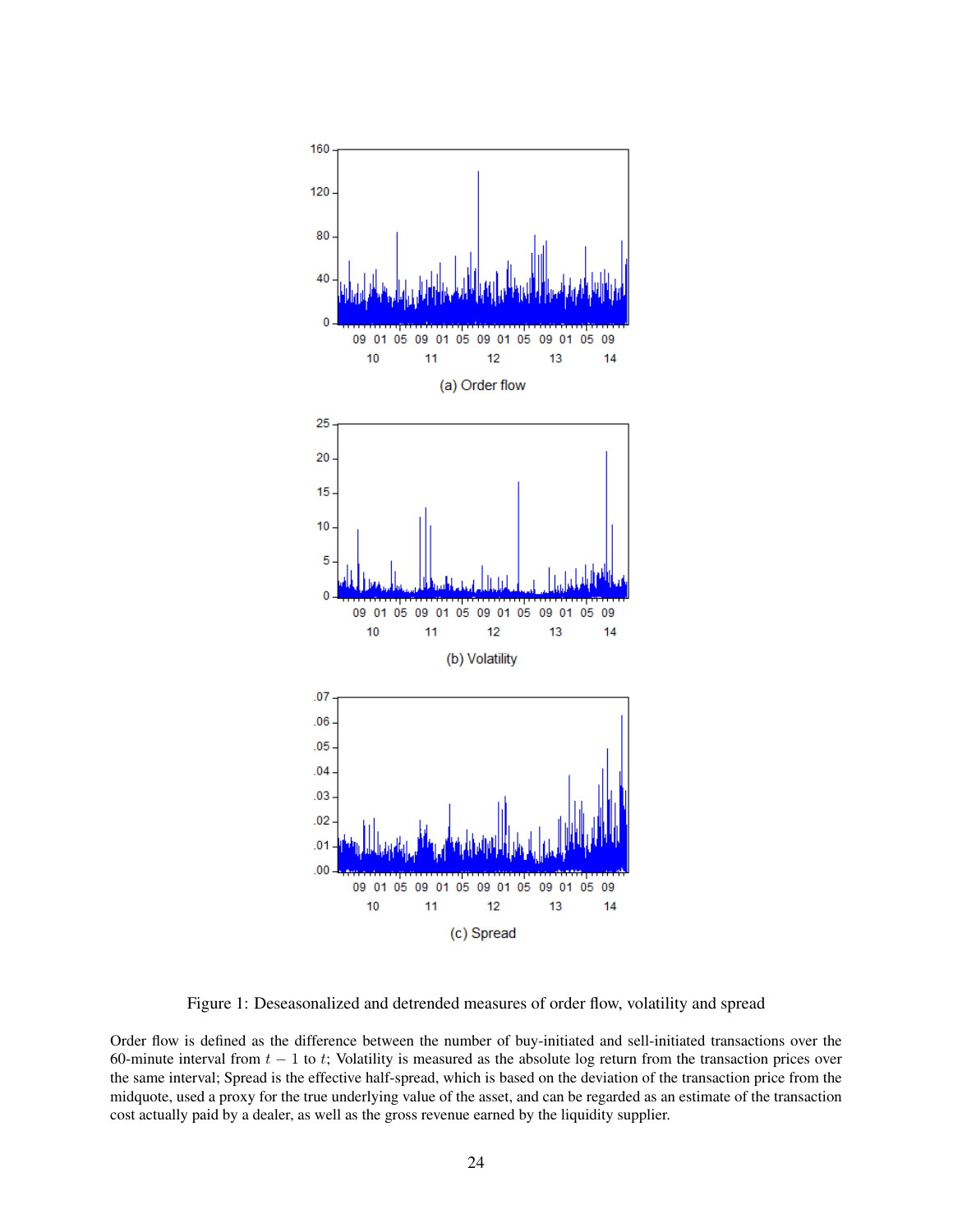(a) Order flow

(b) Volatility

(c) Spread

Figure 1: Deseasonalized and detrended measures of order flow, volatility and spread

Order flow is defined as the difference between the number of buy-initiated and sell-initiated transactions over the 60-minute interval from $t-1$ to $t$; Volatility is measured as the absolute log return from the transaction prices over the same interval; Spread is the effective half-spread, which is based on the deviation of the transaction price from the midquote, used a proxy for the true underlying value of the asset, and can be regarded as an estimate of the transaction cost actually paid by a dealer, as well as the gross revenue earned by the liquidity supplier.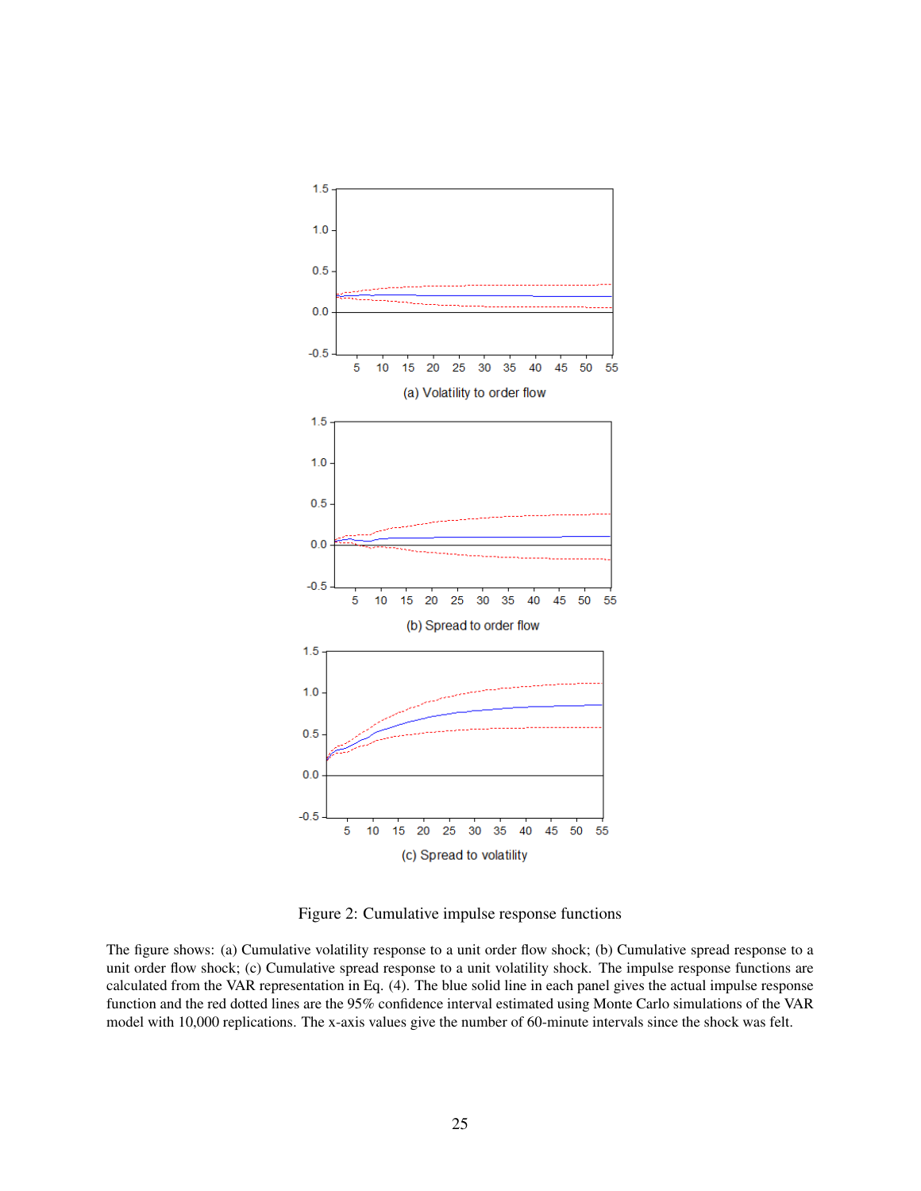(a) Volatility to order flow

(b) Spread to order flow

(c) Spread to volatility

Figure 2: Cumulative impulse response functions

The figure shows: (a) Cumulative volatility response to a unit order flow shock; (b) Cumulative spread response to a unit order flow shock; (c) Cumulative spread response to a unit volatility shock. The impulse response functions are calculated from the VAR representation in Eq. (4). The blue solid line in each panel gives the actual impulse response function and the red dotted lines are the 95% confidence interval estimated using Monte Carlo simulations of the VAR model with 10,000 replications. The x-axis values give the number of 60-minute intervals since the shock was felt.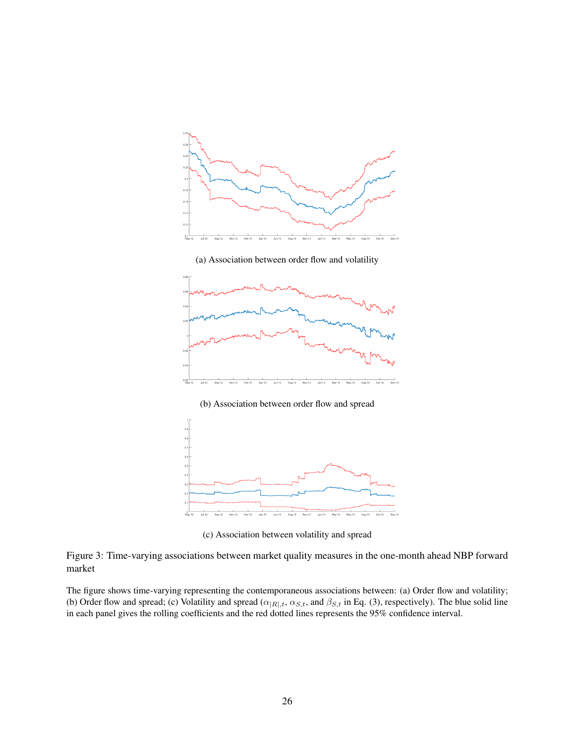(a) Association between order flow and volatility

(b) Association between order flow and spread

(c) Association between volatility and spread

Figure 3: Time-varying associations between market quality measures in the one-month ahead NBP forward market

The figure shows time-varying representing the contemporaneous associations between: (a) Order flow and volatility; (b) Order flow and spread; (c) Volatility and spread ($\alpha_{|R|,t}$, $\alpha_{S,t}$, and $\beta_{S,t}$ in Eq. (3), respectively). The blue solid line in each panel gives the rolling coefficients and the red dotted lines represents the 95% confidence interval.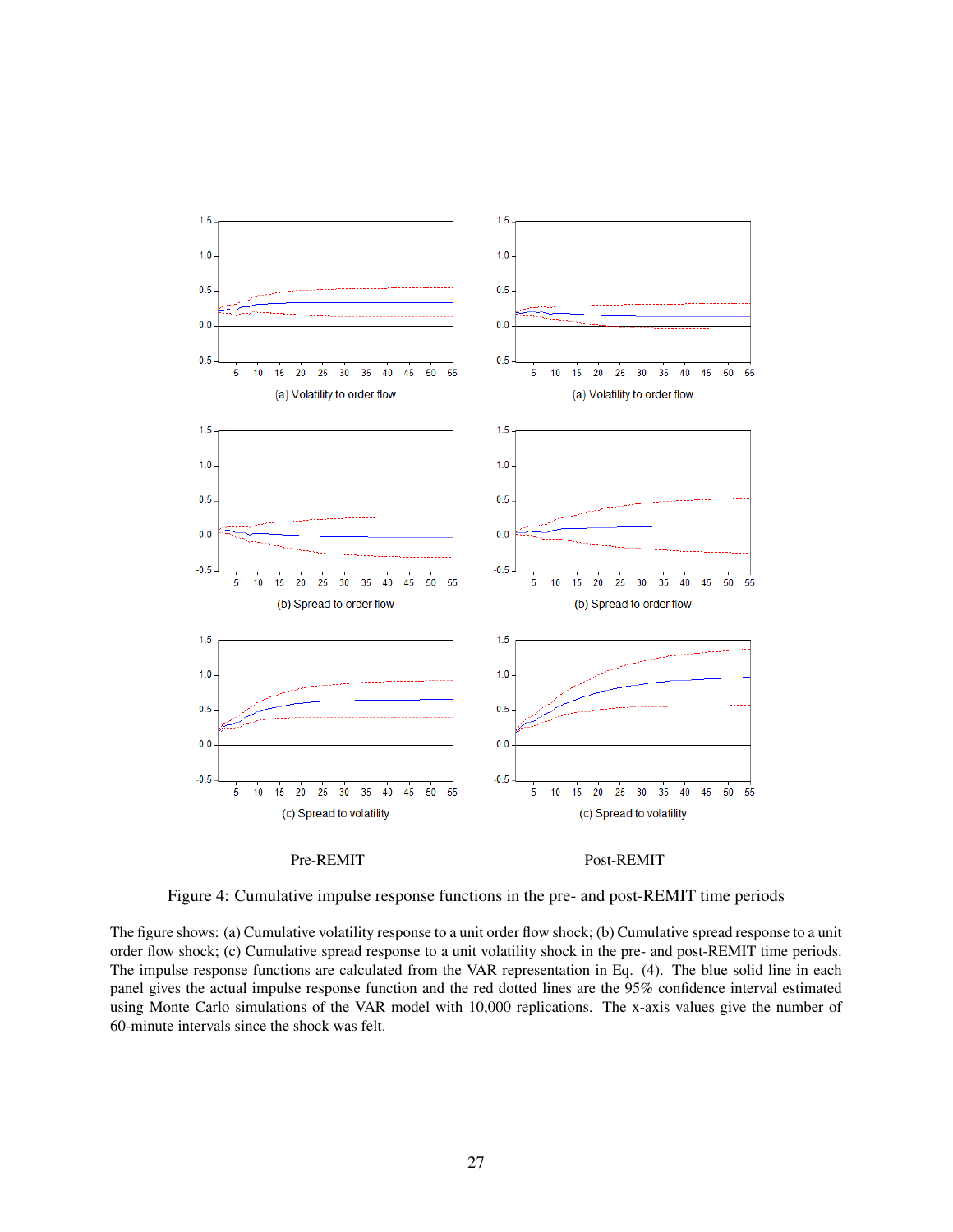1.5
1.0
0.5
0.0
-0.5
5 10 15 20 25 30 35 40 45 50 55
(a) Volatility to order flow

1.5
1.0
0.5
0.0
-0.5
5 10 15 20 25 30 35 40 45 50 55
(a) Volatility to order flow

1.5
1.0
0.5
0.0
-0.5
5 10 15 20 25 30 35 40 45 50 55
(b) Spread to order flow

1.5
1.0
0.5
0.0
-0.5
5 10 15 20 25 30 35 40 45 50 55
(b) Spread to order flow

1.5
1.0
0.5
0.0
-0.5
5 10 15 20 25 30 35 40 45 50 55
(c) Spread to volatility

1.5
1.0
0.5
0.0
-0.5
5 10 15 20 25 30 35 40 45 50 55
(c) Spread to volatility

Pre-REMIT

Post-REMIT

Figure 4: Cumulative impulse response functions in the pre- and post-REMIT time periods

The figure shows: (a) Cumulative volatility response to a unit order flow shock; (b) Cumulative spread response to a unit order flow shock; (c) Cumulative spread response to a unit volatility shock in the pre- and post-REMIT time periods. The impulse response functions are calculated from the VAR representation in Eq. (4). The blue solid line in each panel gives the actual impulse response function and the red dotted lines are the 95% confidence interval estimated using Monte Carlo simulations of the VAR model with 10,000 replications. The x-axis values give the number of 60-minute intervals since the shock was felt.